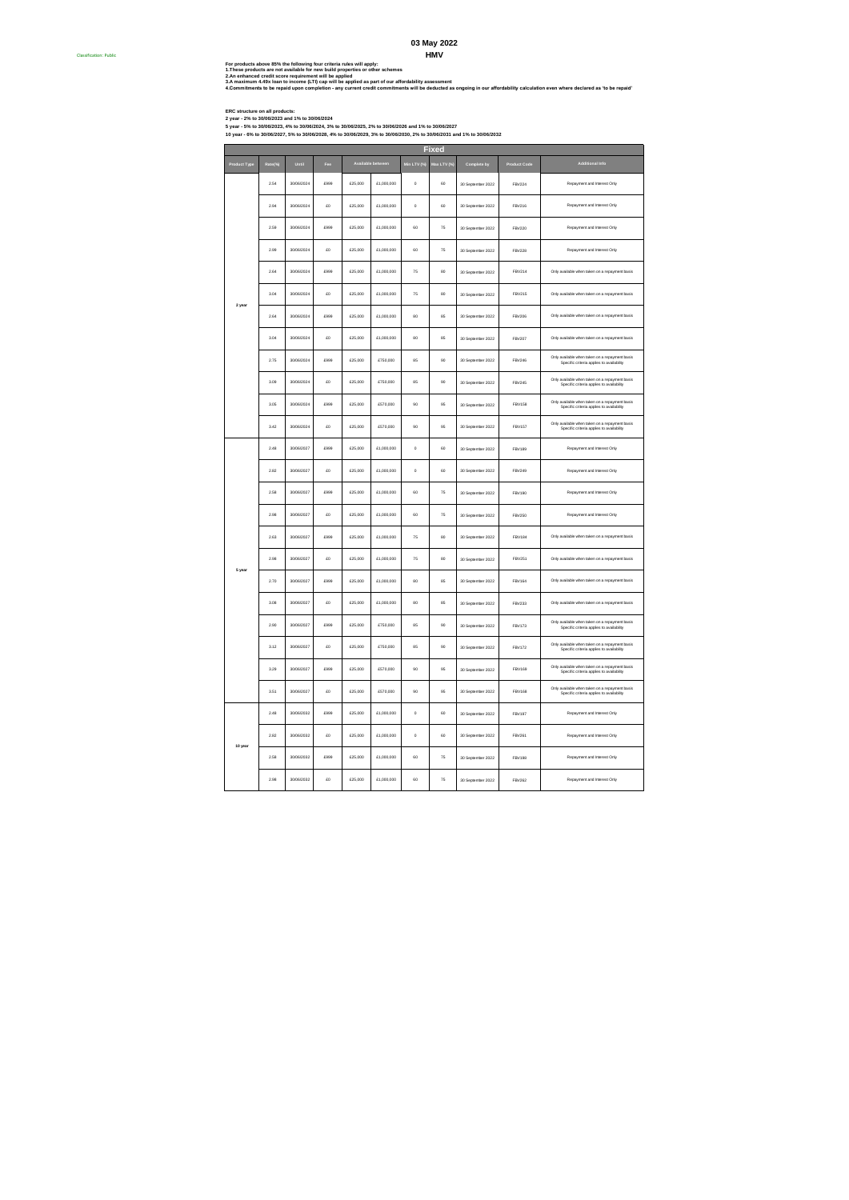Classification: Public

# 03 May 2022

## HMV

**For products above 85% the following four criteria rules will apply:**
**1.These products are not available for new build properties or other schemes**
**2.An enhanced credit score requirement will be applied**
**3.A maximum 4.49x loan to income (LTI) cap will be applied as part of our affordability assessment**
**4.Commitments to be repaid upon completion - any current credit commitments will be deducted as ongoing in our affordability calculation even where declared as 'to be repaid'**

**ERC structure on all products:**
**2 year - 2% to 30/06/2023 and 1% to 30/06/2024**
**5 year - 5% to 30/06/2023, 4% to 30/06/2024, 3% to 30/06/2025, 2% to 30/06/2026 and 1% to 30/06/2027**
**10 year - 6% to 30/06/2027, 5% to 30/06/2028, 4% to 30/06/2029, 3% to 30/06/2030, 2% to 30/06/2031 and 1% to 30/06/2032**

| Fixed | | | | | | | | | | |
|---|---|---|---|---|---|---|---|---|---|---|
| Product Type | Rate(%) | Until | Fee | Available between | | Min LTV (%) | Max LTV (%) | Complete by | Product Code | Additional Info |
| 2 year | 2.54 | 30/06/2024 | £999 | £25,000 | £1,000,000 | 0 | 60 | 30 September 2022 | FBV224 | Repayment and Interest Only |
| | 2.94 | 30/06/2024 | £0 | £25,000 | £1,000,000 | 0 | 60 | 30 September 2022 | FBV216 | Repayment and Interest Only |
| | 2.58 | 30/06/2024 | £999 | £25,000 | £1,000,000 | 60 | 75 | 30 September 2022 | FBV220 | Repayment and Interest Only |
| | 2.99 | 30/06/2024 | £0 | £25,000 | £1,000,000 | 60 | 75 | 30 September 2022 | FBV228 | Repayment and Interest Only |
| | 2.64 | 30/06/2024 | £999 | £25,000 | £1,000,000 | 75 | 80 | 30 September 2022 | FBV214 | Only available when taken on a repayment basis |
| | 3.04 | 30/06/2024 | £0 | £25,000 | £1,000,000 | 75 | 80 | 30 September 2022 | FBV215 | Only available when taken on a repayment basis |
| | 2.64 | 30/06/2024 | £999 | £25,000 | £1,000,000 | 80 | 85 | 30 September 2022 | FBV206 | Only available when taken on a repayment basis |
| | 3.04 | 30/06/2024 | £0 | £25,000 | £1,000,000 | 80 | 85 | 30 September 2022 | FBV207 | Only available when taken on a repayment basis |
| | 2.75 | 30/06/2024 | £999 | £25,000 | £750,000 | 85 | 90 | 30 September 2022 | FBV346 | Only available when taken on a repayment basis Specific criteria applies to availability |
| | 3.09 | 30/06/2024 | £0 | £25,000 | £750,000 | 85 | 90 | 30 September 2022 | FBV345 | Only available when taken on a repayment basis Specific criteria applies to availability |
| | 3.05 | 30/06/2024 | £999 | £25,000 | £570,000 | 90 | 95 | 30 September 2022 | FBV158 | Only available when taken on a repayment basis Specific criteria applies to availability |
| | 3.42 | 30/06/2024 | £0 | £25,000 | £570,000 | 90 | 95 | 30 September 2022 | FBV157 | Only available when taken on a repayment basis Specific criteria applies to availability |
| 5 year | 2.48 | 30/06/2027 | £999 | £25,000 | £1,000,000 | 0 | 60 | 30 September 2022 | FBV189 | Repayment and Interest Only |
| | 2.82 | 30/06/2027 | £0 | £25,000 | £1,000,000 | 0 | 60 | 30 September 2022 | FBV249 | Repayment and Interest Only |
| | 2.58 | 30/06/2027 | £999 | £25,000 | £1,000,000 | 60 | 75 | 30 September 2022 | FBV190 | Repayment and Interest Only |
| | 2.98 | 30/06/2027 | £0 | £25,000 | £1,000,000 | 60 | 75 | 30 September 2022 | FBV250 | Repayment and Interest Only |
| | 2.63 | 30/06/2027 | £999 | £25,000 | £1,000,000 | 75 | 80 | 30 September 2022 | FBV184 | Only available when taken on a repayment basis |
| | 2.98 | 30/06/2027 | £0 | £25,000 | £1,000,000 | 75 | 80 | 30 September 2022 | FBV251 | Only available when taken on a repayment basis |
| | 2.70 | 30/06/2027 | £999 | £25,000 | £1,000,000 | 80 | 85 | 30 September 2022 | FBV164 | Only available when taken on a repayment basis |
| | 3.08 | 30/06/2027 | £0 | £25,000 | £1,000,000 | 80 | 85 | 30 September 2022 | FBV233 | Only available when taken on a repayment basis |
| | 2.90 | 30/06/2027 | £999 | £25,000 | £750,000 | 85 | 90 | 30 September 2022 | FBV173 | Only available when taken on a repayment basis Specific criteria applies to availability |
| | 3.12 | 30/06/2027 | £0 | £25,000 | £750,000 | 85 | 90 | 30 September 2022 | FBV172 | Only available when taken on a repayment basis Specific criteria applies to availability |
| | 3.29 | 30/06/2027 | £999 | £25,000 | £570,000 | 90 | 95 | 30 September 2022 | FBV169 | Only available when taken on a repayment basis Specific criteria applies to availability |
| | 3.51 | 30/06/2027 | £0 | £25,000 | £570,000 | 90 | 95 | 30 September 2022 | FBV168 | Only available when taken on a repayment basis Specific criteria applies to availability |
| 10 year | 2.48 | 30/06/2032 | £999 | £25,000 | £1,000,000 | 0 | 60 | 30 September 2022 | FBV187 | Repayment and Interest Only |
| | 2.82 | 30/06/2032 | £0 | £25,000 | £1,000,000 | 0 | 60 | 30 September 2022 | FBV261 | Repayment and Interest Only |
| | 2.58 | 30/06/2032 | £999 | £25,000 | £1,000,000 | 60 | 75 | 30 September 2022 | FBV188 | Repayment and Interest Only |
| | 2.98 | 30/06/2032 | £0 | £25,000 | £1,000,000 | 60 | 75 | 30 September 2022 | FBV262 | Repayment and Interest Only |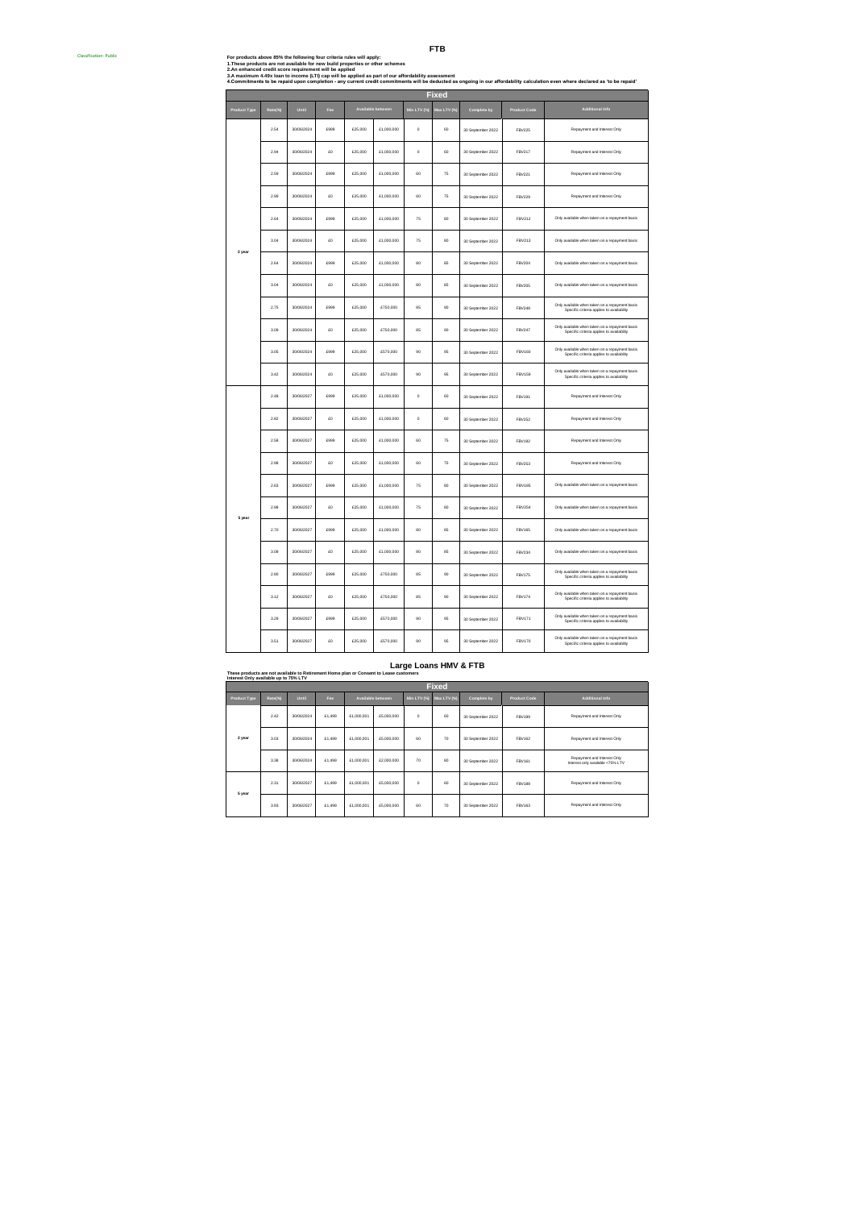Classification: Public

# FTB

**For products above 85% the following four criteria rules will apply:**
**1.These products are not available for new build properties or other schemes**
**2.An enhanced credit score requirement will be applied**
**3.A maximum 4.49x loan to income (LTI) cap will be applied as part of our affordability assessment**
**4.Commitments to be repaid upon completion - any current credit commitments will be deducted as ongoing in our affordability calculation even where declared as 'to be repaid'**

| Fixed | | | | | | | | | | |
|---|---|---|---|---|---|---|---|---|---|---|
| Product Type | Rate(%) | Until | Fee | Available between | | Min LTV (%) | Max LTV (%) | Complete by | Product Code | Additional Info |
| 2 year | 2.54 | 30/06/2024 | £999 | £25,000 | £1,000,000 | 0 | 60 | 30 September 2022 | FBV215 | Repayment and Interest Only |
| | 2.94 | 30/06/2024 | £0 | £25,000 | £1,000,000 | 0 | 60 | 30 September 2022 | FBV217 | Repayment and Interest Only |
| | 2.58 | 30/06/2024 | £999 | £25,000 | £1,000,000 | 60 | 75 | 30 September 2022 | FBV221 | Repayment and Interest Only |
| | 2.98 | 30/06/2024 | £0 | £25,000 | £1,000,000 | 60 | 75 | 30 September 2022 | FBV229 | Repayment and Interest Only |
| | 2.64 | 30/06/2024 | £999 | £25,000 | £1,000,000 | 75 | 80 | 30 September 2022 | FBV212 | Only available when taken on a repayment basis |
| | 3.04 | 30/06/2024 | £0 | £25,000 | £1,000,000 | 75 | 80 | 30 September 2022 | FBV213 | Only available when taken on a repayment basis |
| | 2.64 | 30/06/2024 | £999 | £25,000 | £1,000,000 | 80 | 85 | 30 September 2022 | FBV204 | Only available when taken on a repayment basis |
| | 3.04 | 30/06/2024 | £0 | £25,000 | £1,000,000 | 80 | 85 | 30 September 2022 | FBV205 | Only available when taken on a repayment basis |
| | 2.75 | 30/06/2024 | £999 | £25,000 | £750,000 | 85 | 90 | 30 September 2022 | FBV248 | Only available when taken on a repayment basis Specific criteria applies to availability |
| | 3.09 | 30/06/2024 | £0 | £25,000 | £750,000 | 85 | 90 | 30 September 2022 | FBV247 | Only available when taken on a repayment basis Specific criteria applies to availability |
| | 3.05 | 30/06/2024 | £999 | £25,000 | £570,000 | 90 | 95 | 30 September 2022 | FBV160 | Only available when taken on a repayment basis Specific criteria applies to availability |
| | 3.42 | 30/06/2024 | £0 | £25,000 | £570,000 | 90 | 95 | 30 September 2022 | FBV159 | Only available when taken on a repayment basis Specific criteria applies to availability |
| 5 year | 2.48 | 30/06/2027 | £999 | £25,000 | £1,000,000 | 0 | 60 | 30 September 2022 | FBV191 | Repayment and Interest Only |
| | 2.92 | 30/06/2027 | £0 | £25,000 | £1,000,000 | 0 | 60 | 30 September 2022 | FBV252 | Repayment and Interest Only |
| | 2.58 | 30/06/2027 | £999 | £25,000 | £1,000,000 | 60 | 75 | 30 September 2022 | FBV192 | Repayment and Interest Only |
| | 2.98 | 30/06/2027 | £0 | £25,000 | £1,000,000 | 60 | 75 | 30 September 2022 | FBV253 | Repayment and Interest Only |
| | 2.63 | 30/06/2027 | £999 | £25,000 | £1,000,000 | 75 | 80 | 30 September 2022 | FBV185 | Only available when taken on a repayment basis |
| | 2.98 | 30/06/2027 | £0 | £25,000 | £1,000,000 | 75 | 80 | 30 September 2022 | FBV254 | Only available when taken on a repayment basis |
| | 2.70 | 30/06/2027 | £999 | £25,000 | £1,000,000 | 80 | 85 | 30 September 2022 | FBV165 | Only available when taken on a repayment basis |
| | 3.08 | 30/06/2027 | £0 | £25,000 | £1,000,000 | 80 | 85 | 30 September 2022 | FBV234 | Only available when taken on a repayment basis |
| | 2.90 | 30/06/2027 | £999 | £25,000 | £750,000 | 85 | 90 | 30 September 2022 | FBV175 | Only available when taken on a repayment basis Specific criteria applies to availability |
| | 3.12 | 30/06/2027 | £0 | £25,000 | £750,000 | 85 | 90 | 30 September 2022 | FBV174 | Only available when taken on a repayment basis Specific criteria applies to availability |
| | 3.29 | 30/06/2027 | £999 | £25,000 | £570,000 | 90 | 95 | 30 September 2022 | FBV171 | Only available when taken on a repayment basis Specific criteria applies to availability |
| | 3.51 | 30/06/2027 | £0 | £25,000 | £570,000 | 90 | 95 | 30 September 2022 | FBV170 | Only available when taken on a repayment basis Specific criteria applies to availability |

# Large Loans HMV & FTB

**These products are not available to Retirement Home plan or Consent to Lease customers**
**Interest Only available up to 75% LTV**

| Fixed | | | | | | | | | | |
|---|---|---|---|---|---|---|---|---|---|---|
| Product Type | Rate(%) | Until | Fee | Available between | | Min LTV (%) | Max LTV (%) | Complete by | Product Code | Additional Info |
| 2 year | 2.42 | 30/06/2024 | £1,499 | £1,000,001 | £5,000,000 | 0 | 60 | 30 September 2022 | FBV199 | Repayment and Interest Only |
| | 3.03 | 30/06/2024 | £1,499 | £1,000,001 | £5,000,000 | 60 | 70 | 30 September 2022 | FBV162 | Repayment and Interest Only |
| | 3.38 | 30/06/2024 | £1,499 | £1,000,001 | £2,000,000 | 70 | 80 | 30 September 2022 | FBV161 | Repayment and Interest Only Interest only available <75% LTV |
| 5 year | 2.31 | 30/06/2027 | £1,499 | £1,000,001 | £5,000,000 | 0 | 60 | 30 September 2022 | FBV188 | Repayment and Interest Only |
| | 3.93 | 30/06/2027 | £1,499 | £1,000,001 | £5,000,000 | 60 | 70 | 30 September 2022 | FBV163 | Repayment and Interest Only |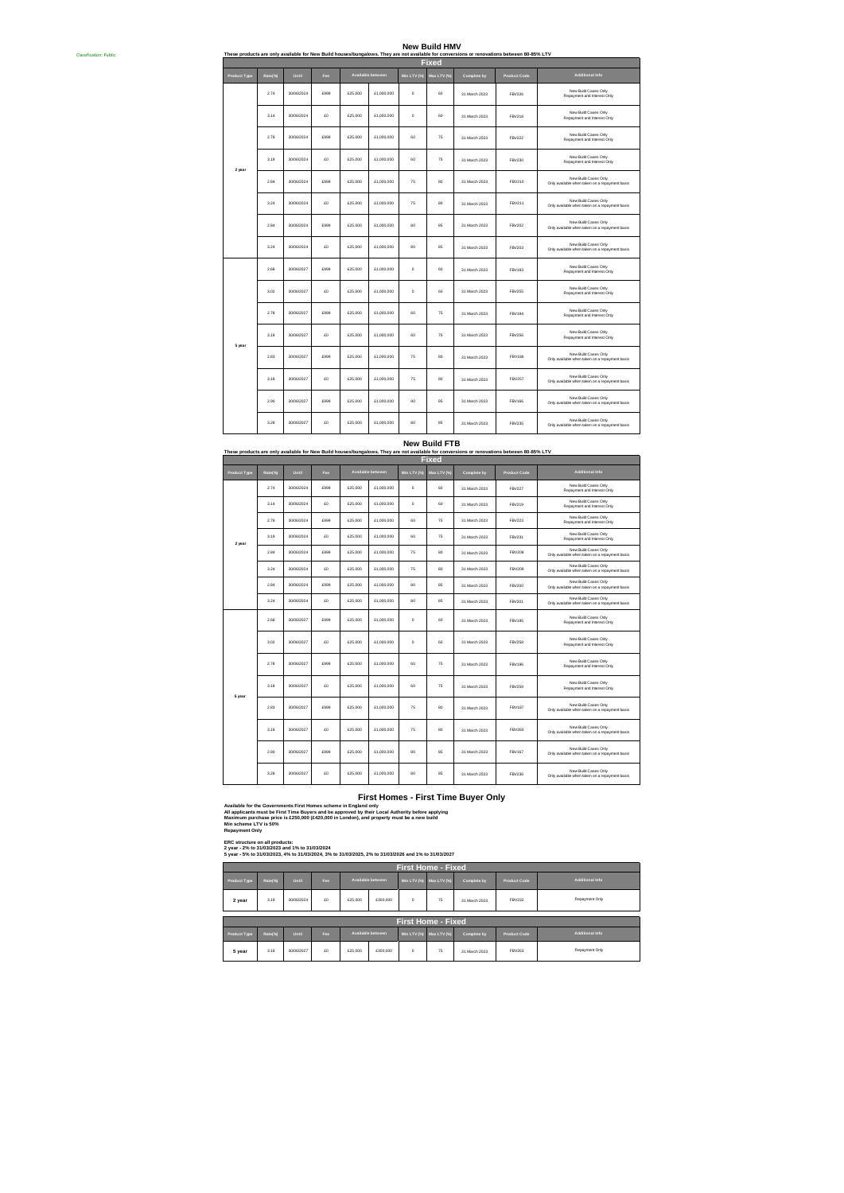Classification: Public

# New Build HMV

These products are only available for New Build houses/bungalows. They are not available for conversions or renovations between 80-85% LTV

| Fixed | | | | | | | | | | |
|---|---|---|---|---|---|---|---|---|---|---|
| Product Type | Rate(%) | Until | Fee | Available between | | Min LTV (%) | Max LTV (%) | Complete by | Product Code | Additional Info |
| 2 year | 2.74 | 30/06/2024 | £999 | £25,000 | £1,000,000 | 0 | 60 | 31 March 2023 | FBV226 | New Build Cases Only Repayment and Interest Only |
| | 3.14 | 30/06/2024 | £0 | £25,000 | £1,000,000 | 0 | 60 | 31 March 2023 | FBV218 | New Build Cases Only Repayment and Interest Only |
| | 2.78 | 30/06/2024 | £999 | £25,000 | £1,000,000 | 60 | 75 | 31 March 2023 | FBV222 | New Build Cases Only Repayment and Interest Only |
| | 3.19 | 30/06/2024 | £0 | £25,000 | £1,000,000 | 60 | 75 | 31 March 2023 | FBV230 | New Build Cases Only Repayment and Interest Only |
| | 2.84 | 30/06/2024 | £999 | £25,000 | £1,000,000 | 75 | 80 | 31 March 2023 | FBV210 | New Build Cases Only Only available when taken on a repayment basis |
| | 3.24 | 30/06/2024 | £0 | £25,000 | £1,000,000 | 75 | 80 | 31 March 2023 | FBV211 | New Build Cases Only Only available when taken on a repayment basis |
| | 2.84 | 30/06/2024 | £999 | £25,000 | £1,000,000 | 80 | 85 | 31 March 2023 | FBV202 | New Build Cases Only Only available when taken on a repayment basis |
| | 3.24 | 30/06/2024 | £0 | £25,000 | £1,000,000 | 80 | 85 | 31 March 2023 | FBV203 | New Build Cases Only Only available when taken on a repayment basis |
| 5 year | 2.68 | 30/06/2027 | £999 | £25,000 | £1,000,000 | 0 | 60 | 31 March 2023 | FBV193 | New Build Cases Only Repayment and Interest Only |
| | 3.02 | 30/06/2027 | £0 | £25,000 | £1,000,000 | 0 | 60 | 31 March 2023 | FBV255 | New Build Cases Only Repayment and Interest Only |
| | 2.78 | 30/06/2027 | £999 | £25,000 | £1,000,000 | 60 | 75 | 31 March 2023 | FBV194 | New Build Cases Only Repayment and Interest Only |
| | 3.18 | 30/06/2027 | £0 | £25,000 | £1,000,000 | 60 | 75 | 31 March 2023 | FBV256 | New Build Cases Only Repayment and Interest Only |
| | 2.83 | 30/06/2027 | £999 | £25,000 | £1,000,000 | 75 | 80 | 31 March 2023 | FBV198 | New Build Cases Only Only available when taken on a repayment basis |
| | 3.18 | 30/06/2027 | £0 | £25,000 | £1,000,000 | 75 | 80 | 31 March 2023 | FBV257 | New Build Cases Only Only available when taken on a repayment basis |
| | 2.90 | 30/06/2027 | £999 | £25,000 | £1,000,000 | 80 | 85 | 31 March 2023 | FBV166 | New Build Cases Only Only available when taken on a repayment basis |
| | 3.28 | 30/06/2027 | £0 | £25,000 | £1,000,000 | 80 | 85 | 31 March 2023 | FBV235 | New Build Cases Only Only available when taken on a repayment basis |

# New Build FTB

These products are only available for New Build houses/bungalows. They are not available for conversions or renovations between 80-85% LTV

| Fixed | | | | | | | | | | |
|---|---|---|---|---|---|---|---|---|---|---|
| Product Type | Rate(%) | Until | Fee | Available between | | Min LTV (%) | Max LTV (%) | Complete by | Product Code | Additional Info |
| 2 year | 2.74 | 30/06/2024 | £999 | £25,000 | £1,000,000 | 0 | 60 | 31 March 2023 | FBV227 | New Build Cases Only Repayment and Interest Only |
| | 3.14 | 30/06/2024 | £0 | £25,000 | £1,000,000 | 0 | 60 | 31 March 2023 | FBV219 | New Build Cases Only Repayment and Interest Only |
| | 2.78 | 30/06/2024 | £999 | £25,000 | £1,000,000 | 60 | 75 | 31 March 2023 | FBV223 | New Build Cases Only Repayment and Interest Only |
| | 3.19 | 30/06/2024 | £0 | £25,000 | £1,000,000 | 60 | 75 | 31 March 2023 | FBV231 | New Build Cases Only Repayment and Interest Only |
| | 2.84 | 30/06/2024 | £999 | £25,000 | £1,000,000 | 75 | 80 | 31 March 2023 | FBV208 | New Build Cases Only Only available when taken on a repayment basis |
| | 3.24 | 30/06/2024 | £0 | £25,000 | £1,000,000 | 75 | 80 | 31 March 2023 | FBV209 | New Build Cases Only Only available when taken on a repayment basis |
| | 2.84 | 30/06/2024 | £999 | £25,000 | £1,000,000 | 80 | 85 | 31 March 2023 | FBV200 | New Build Cases Only Only available when taken on a repayment basis |
| | 3.24 | 30/06/2024 | £0 | £25,000 | £1,000,000 | 80 | 85 | 31 March 2023 | FBV201 | New Build Cases Only Only available when taken on a repayment basis |
| 5 year | 2.68 | 30/06/2027 | £999 | £25,000 | £1,000,000 | 0 | 60 | 31 March 2023 | FBV195 | New Build Cases Only Repayment and Interest Only |
| | 3.02 | 30/06/2027 | £0 | £25,000 | £1,000,000 | 0 | 60 | 31 March 2023 | FBV258 | New Build Cases Only Repayment and Interest Only |
| | 2.78 | 30/06/2027 | £999 | £25,000 | £1,000,000 | 60 | 75 | 31 March 2023 | FBV196 | New Build Cases Only Repayment and Interest Only |
| | 3.18 | 30/06/2027 | £0 | £25,000 | £1,000,000 | 60 | 75 | 31 March 2023 | FBV259 | New Build Cases Only Repayment and Interest Only |
| | 2.83 | 30/06/2027 | £999 | £25,000 | £1,000,000 | 75 | 80 | 31 March 2023 | FBV197 | New Build Cases Only Only available when taken on a repayment basis |
| | 3.18 | 30/06/2027 | £0 | £25,000 | £1,000,000 | 75 | 80 | 31 March 2023 | FBV260 | New Build Cases Only Only available when taken on a repayment basis |
| | 2.90 | 30/06/2027 | £999 | £25,000 | £1,000,000 | 80 | 85 | 31 March 2023 | FBV167 | New Build Cases Only Only available when taken on a repayment basis |
| | 3.28 | 30/06/2027 | £0 | £25,000 | £1,000,000 | 80 | 85 | 31 March 2023 | FBV236 | New Build Cases Only Only available when taken on a repayment basis |

# First Homes - First Time Buyer Only

**Available for the Governments First Homes scheme in England only**
**All applicants must be First Time Buyers and be approved by their Local Authority before applying**
**Maximum purchase price is £250,000 (£420,000 in London), and property must be a new build**
**Min scheme LTV is 50%**
**Repayment Only**

**ERC structure on all products:**
**2 year - 2% to 31/03/2023 and 1% to 31/03/2024**
**5 year - 5% to 31/03/2023, 4% to 31/03/2024, 3% to 31/03/2025, 2% to 31/03/2026 and 1% to 31/03/2027**

| First Home - Fixed | | | | | | | | | | |
|---|---|---|---|---|---|---|---|---|---|---|
| Product Type | Rate(%) | Until | Fee | Available between | | Min LTV (%) | Max LTV (%) | Complete by | Product Code | Additional Info |
| 2 year | 3.19 | 30/06/2024 | £0 | £25,000 | £300,000 | 0 | 75 | 31 March 2023 | FBV232 | Repayment Only |

| First Home - Fixed | | | | | | | | | | |
|---|---|---|---|---|---|---|---|---|---|---|
| Product Type | Rate(%) | Until | Fee | Available between | | Min LTV (%) | Max LTV (%) | Complete by | Product Code | Additional Info |
| 5 year | 3.18 | 30/06/2027 | £0 | £25,000 | £300,000 | 0 | 75 | 31 March 2023 | FBV263 | Repayment Only |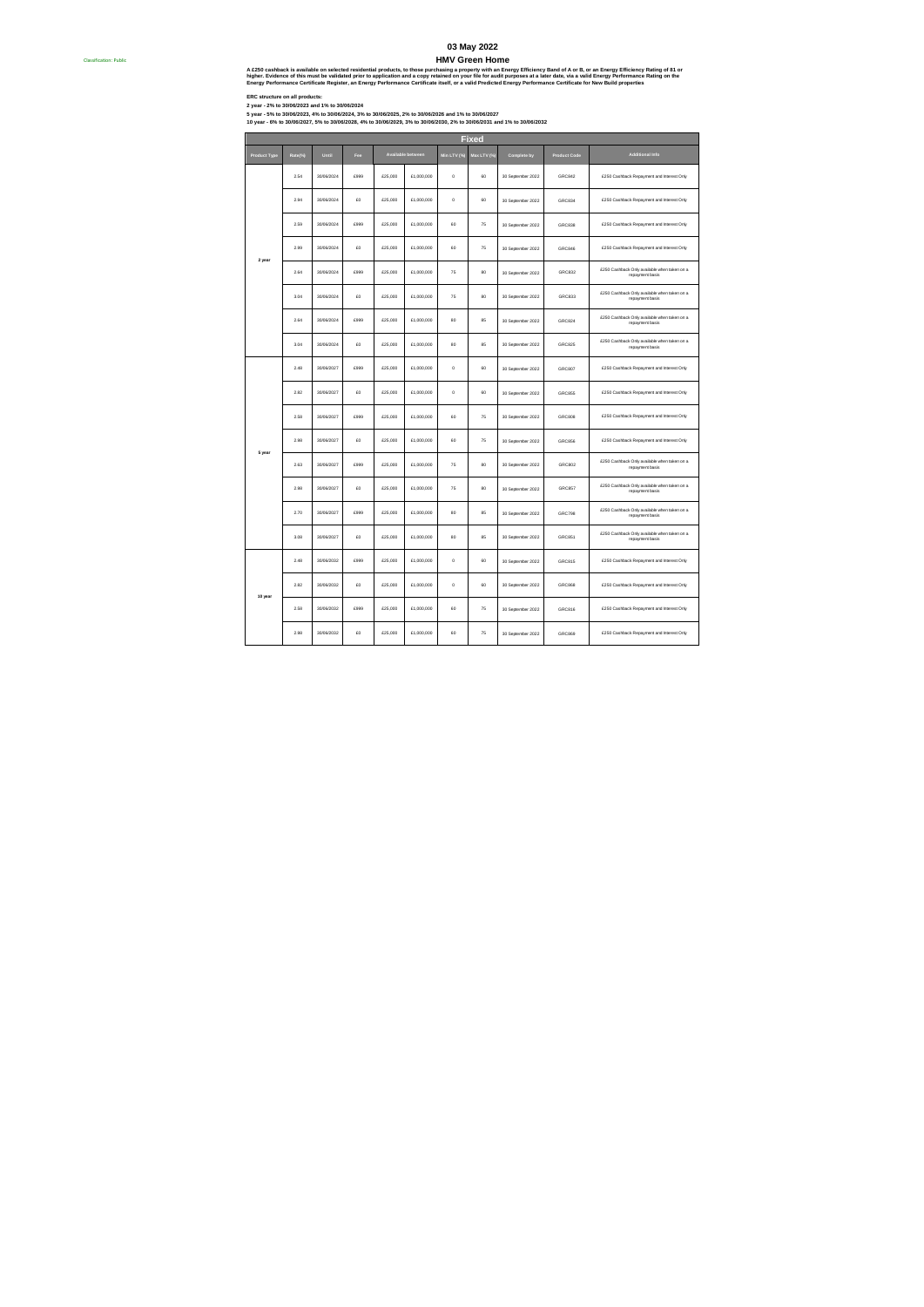Classification: Public

# 03 May 2022

## HMV Green Home

**A £250 cashback is available on selected residential products, to those purchasing a property with an Energy Efficiency Band of A or B, or an Energy Efficiency Rating of 81 or higher. Evidence of this must be validated prior to application and a copy retained on your file for audit purposes at a later date, via a valid Energy Performance Rating on the Energy Performance Certificate Register, an Energy Performance Certificate itself, or a valid Predicted Energy Performance Certificate for New Build properties**

**ERC structure on all products:**

**2 year - 2% to 30/06/2023 and 1% to 30/06/2024**

**5 year - 5% to 30/06/2023, 4% to 30/06/2024, 3% to 30/06/2025, 2% to 30/06/2026 and 1% to 30/06/2027**

**10 year - 6% to 30/06/2027, 5% to 30/06/2028, 4% to 30/06/2029, 3% to 30/06/2030, 2% to 30/06/2031 and 1% to 30/06/2032**

| Fixed | | | | | | | | | | |
|---|---|---|---|---|---|---|---|---|---|---|
| Product Type | Rate(%) | Until | Fee | Available between | | Min LTV (%) | Max LTV (%) | Complete by | Product Code | Additional Info |
| 2 year | 2.54 | 30/06/2024 | £999 | £25,000 | £1,000,000 | 0 | 60 | 30 September 2022 | GRC842 | £250 Cashback Repayment and Interest Only |
| | 2.94 | 30/06/2024 | £0 | £25,000 | £1,000,000 | 0 | 60 | 30 September 2022 | GRC834 | £250 Cashback Repayment and Interest Only |
| | 2.59 | 30/06/2024 | £999 | £25,000 | £1,000,000 | 60 | 75 | 30 September 2022 | GRC838 | £250 Cashback Repayment and Interest Only |
| | 2.99 | 30/06/2024 | £0 | £25,000 | £1,000,000 | 60 | 75 | 30 September 2022 | GRC846 | £250 Cashback Repayment and Interest Only |
| | 2.64 | 30/06/2024 | £999 | £25,000 | £1,000,000 | 75 | 80 | 30 September 2022 | GRC832 | £250 Cashback Only available when taken on a repayment basis |
| | 3.04 | 30/06/2024 | £0 | £25,000 | £1,000,000 | 75 | 80 | 30 September 2022 | GRC833 | £250 Cashback Only available when taken on a repayment basis |
| | 2.64 | 30/06/2024 | £999 | £25,000 | £1,000,000 | 80 | 85 | 30 September 2022 | GRC824 | £250 Cashback Only available when taken on a repayment basis |
| | 3.04 | 30/06/2024 | £0 | £25,000 | £1,000,000 | 80 | 85 | 30 September 2022 | GRC825 | £250 Cashback Only available when taken on a repayment basis |
| 5 year | 2.48 | 30/06/2027 | £999 | £25,000 | £1,000,000 | 0 | 60 | 30 September 2022 | GRC807 | £250 Cashback Repayment and Interest Only |
| | 2.82 | 30/06/2027 | £0 | £25,000 | £1,000,000 | 0 | 60 | 30 September 2022 | GRC855 | £250 Cashback Repayment and Interest Only |
| | 2.58 | 30/06/2027 | £999 | £25,000 | £1,000,000 | 60 | 75 | 30 September 2022 | GRC808 | £250 Cashback Repayment and Interest Only |
| | 2.98 | 30/06/2027 | £0 | £25,000 | £1,000,000 | 60 | 75 | 30 September 2022 | GRC856 | £250 Cashback Repayment and Interest Only |
| | 2.63 | 30/06/2027 | £999 | £25,000 | £1,000,000 | 75 | 80 | 30 September 2022 | GRC802 | £250 Cashback Only available when taken on a repayment basis |
| | 2.98 | 30/06/2027 | £0 | £25,000 | £1,000,000 | 75 | 80 | 30 September 2022 | GRC857 | £250 Cashback Only available when taken on a repayment basis |
| | 2.70 | 30/06/2027 | £999 | £25,000 | £1,000,000 | 80 | 85 | 30 September 2022 | GRC798 | £250 Cashback Only available when taken on a repayment basis |
| | 3.08 | 30/06/2027 | £0 | £25,000 | £1,000,000 | 80 | 85 | 30 September 2022 | GRC851 | £250 Cashback Only available when taken on a repayment basis |
| 10 year | 2.48 | 30/06/2032 | £999 | £25,000 | £1,000,000 | 0 | 60 | 30 September 2022 | GRC815 | £250 Cashback Repayment and Interest Only |
| | 2.82 | 30/06/2032 | £0 | £25,000 | £1,000,000 | 0 | 60 | 30 September 2022 | GRC868 | £250 Cashback Repayment and Interest Only |
| | 2.58 | 30/06/2032 | £999 | £25,000 | £1,000,000 | 60 | 75 | 30 September 2022 | GRC816 | £250 Cashback Repayment and Interest Only |
| | 2.98 | 30/06/2032 | £0 | £25,000 | £1,000,000 | 60 | 75 | 30 September 2022 | GRC869 | £250 Cashback Repayment and Interest Only |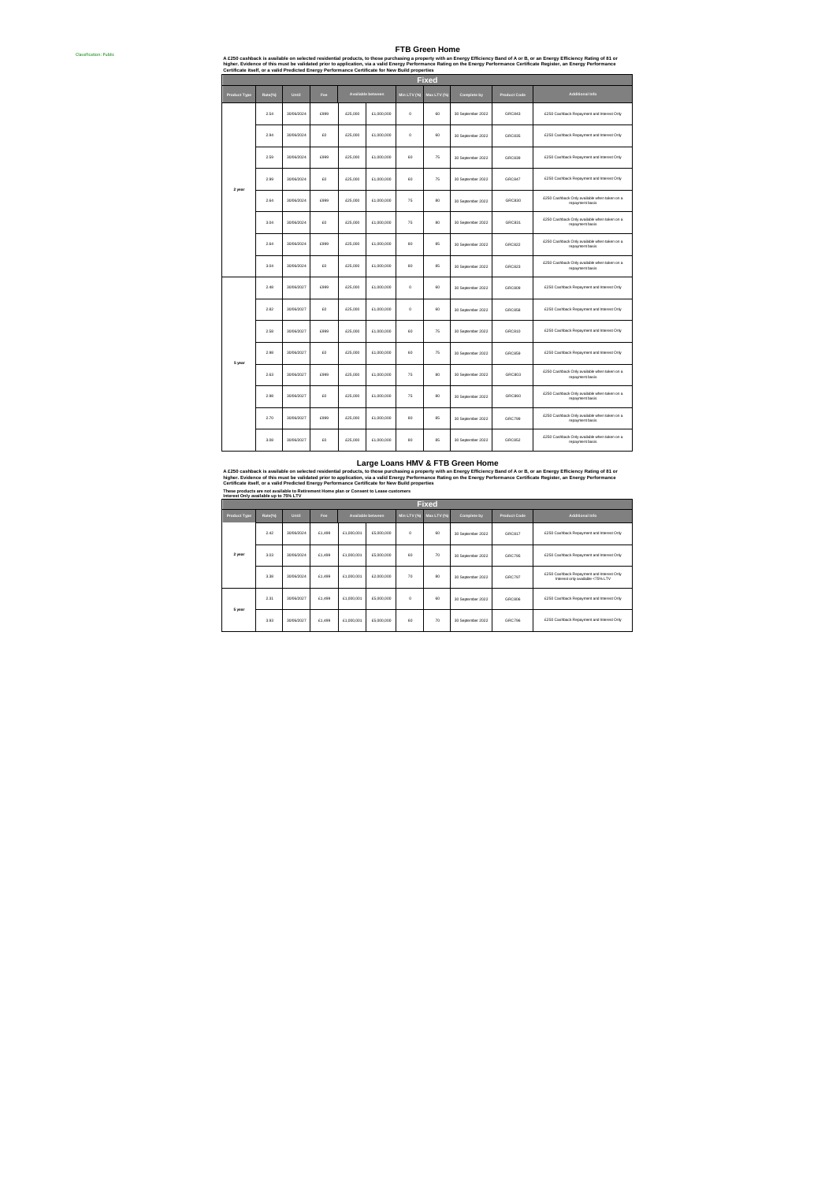Classification: Public

# FTB Green Home

**A £250 cashback is available on selected residential products, to those purchasing a property with an Energy Efficiency Band of A or B, or an Energy Efficiency Rating of 81 or higher. Evidence of this must be validated prior to application, via a valid Energy Performance Rating on the Energy Performance Certificate Register, an Energy Performance Certificate itself, or a valid Predicted Energy Performance Certificate for New Build properties**

| Fixed | | | | | | | | | | |
|---|---|---|---|---|---|---|---|---|---|---|
| Product Type | Rate(%) | Until | Fee | Available between | | Min LTV (%) | Max LTV (%) | Complete by | Product Code | Additional Info |
| 2 year | 2.54 | 30/09/2024 | £999 | £25,000 | £1,000,000 | 0 | 60 | 30 September 2022 | GRC843 | £250 Cashback Repayment and Interest Only |
| | 2.94 | 30/09/2024 | £0 | £25,000 | £1,000,000 | 0 | 60 | 30 September 2022 | GRC835 | £250 Cashback Repayment and Interest Only |
| | 2.59 | 30/09/2024 | £999 | £25,000 | £1,000,000 | 60 | 75 | 30 September 2022 | GRC839 | £250 Cashback Repayment and Interest Only |
| | 2.99 | 30/09/2024 | £0 | £25,000 | £1,000,000 | 60 | 75 | 30 September 2022 | GRC847 | £250 Cashback Repayment and Interest Only |
| | 2.64 | 30/09/2024 | £999 | £25,000 | £1,000,000 | 75 | 80 | 30 September 2022 | GRC830 | £250 Cashback Only available when taken on a repayment basis |
| | 3.04 | 30/09/2024 | £0 | £25,000 | £1,000,000 | 75 | 80 | 30 September 2022 | GRC831 | £250 Cashback Only available when taken on a repayment basis |
| | 2.64 | 30/09/2024 | £999 | £25,000 | £1,000,000 | 80 | 85 | 30 September 2022 | GRC822 | £250 Cashback Only available when taken on a repayment basis |
| | 3.04 | 30/09/2024 | £0 | £25,000 | £1,000,000 | 80 | 85 | 30 September 2022 | GRC823 | £250 Cashback Only available when taken on a repayment basis |
| 5 year | 2.48 | 30/09/2027 | £999 | £25,000 | £1,000,000 | 0 | 60 | 30 September 2022 | GRC809 | £250 Cashback Repayment and Interest Only |
| | 2.82 | 30/09/2027 | £0 | £25,000 | £1,000,000 | 0 | 60 | 30 September 2022 | GRC858 | £250 Cashback Repayment and Interest Only |
| | 2.58 | 30/09/2027 | £999 | £25,000 | £1,000,000 | 60 | 75 | 30 September 2022 | GRC810 | £250 Cashback Repayment and Interest Only |
| | 2.88 | 30/09/2027 | £0 | £25,000 | £1,000,000 | 60 | 75 | 30 September 2022 | GRC859 | £250 Cashback Repayment and Interest Only |
| | 2.63 | 30/09/2027 | £999 | £25,000 | £1,000,000 | 75 | 80 | 30 September 2022 | GRC803 | £250 Cashback Only available when taken on a repayment basis |
| | 2.98 | 30/09/2027 | £0 | £25,000 | £1,000,000 | 75 | 80 | 30 September 2022 | GRC860 | £250 Cashback Only available when taken on a repayment basis |
| | 2.70 | 30/09/2027 | £999 | £25,000 | £1,000,000 | 80 | 85 | 30 September 2022 | GRC799 | £250 Cashback Only available when taken on a repayment basis |
| | 3.08 | 30/09/2027 | £0 | £25,000 | £1,000,000 | 80 | 85 | 30 September 2022 | GRC852 | £250 Cashback Only available when taken on a repayment basis |

# Large Loans HMV & FTB Green Home

**A £250 cashback is available on selected residential products, to those purchasing a property with an Energy Efficiency Band of A or B, or an Energy Efficiency Rating of 81 or higher. Evidence of this must be validated prior to application, via a valid Energy Performance Rating on the Energy Performance Certificate Register, an Energy Performance Certificate itself, or a valid Predicted Energy Performance Certificate for New Build properties**

**These products are not available to Retirement Home plan or Consent to Lease customers**
**Interest Only available up to 75% LTV**

| Fixed | | | | | | | | | | |
|---|---|---|---|---|---|---|---|---|---|---|
| Product Type | Rate(%) | Until | Fee | Available between | | Min LTV (%) | Max LTV (%) | Complete by | Product Code | Additional Info |
| 2 year | 2.42 | 30/09/2024 | £1,499 | £1,000,001 | £5,000,000 | 0 | 60 | 30 September 2022 | GRC817 | £250 Cashback Repayment and Interest Only |
| | 3.03 | 30/09/2024 | £1,499 | £1,000,001 | £5,000,000 | 60 | 70 | 30 September 2022 | GRC795 | £250 Cashback Repayment and Interest Only |
| | 3.38 | 30/09/2024 | £1,499 | £1,000,001 | £2,000,000 | 70 | 80 | 30 September 2022 | GRC797 | £250 Cashback Repayment and Interest Only Interest only available <75% LTV |
| 5 year | 2.31 | 30/09/2027 | £1,499 | £1,000,001 | £5,000,000 | 0 | 60 | 30 September 2022 | GRC806 | £250 Cashback Repayment and Interest Only |
| | 3.83 | 30/09/2027 | £1,499 | £1,000,001 | £5,000,000 | 60 | 70 | 30 September 2022 | GRC796 | £250 Cashback Repayment and Interest Only |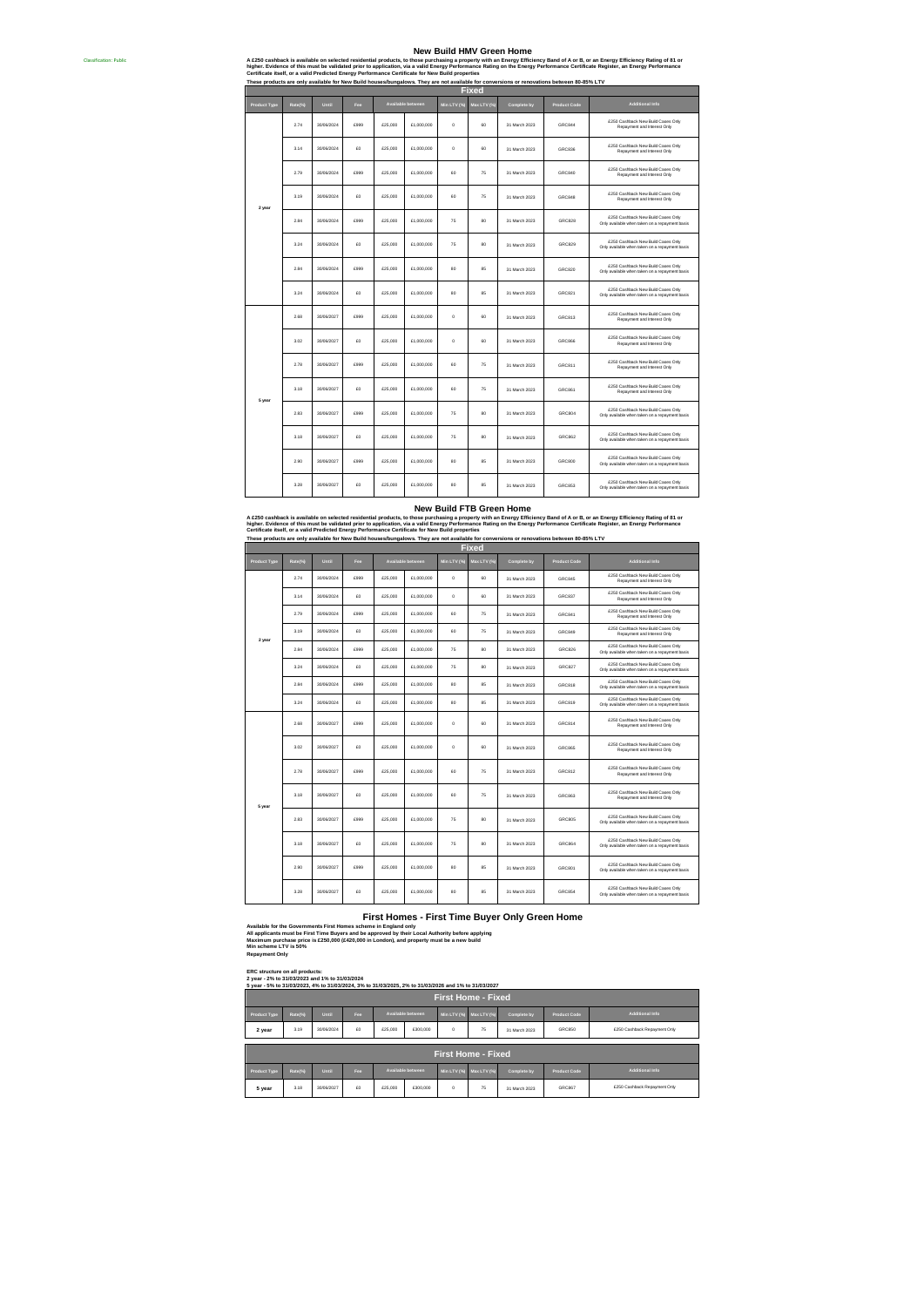Classification: Public

# New Build HMV Green Home

**A £250 cashback is available on selected residential products, to those purchasing a property with an Energy Efficiency Band of A or B, or an Energy Efficiency Rating of 81 or higher. Evidence of this must be validated prior to application, via a valid Energy Performance Rating on the Energy Performance Certificate Register, an Energy Performance Certificate itself, or a valid Predicted Energy Performance Certificate for New Build properties**

**These products are only available for New Build houses/bungalows. They are not available for conversions or renovations between 80-85% LTV**

| Fixed | | | | | | | | | | |
|---|---|---|---|---|---|---|---|---|---|---|
| Product Type | Rate(%) | Until | Fee | Available between | | Min LTV (%) | Max LTV (%) | Complete by | Product Code | Additional Info |
| 2 year | 2.74 | 30/06/2024 | £999 | £25,000 | £1,000,000 | 0 | 60 | 31 March 2023 | GRC844 | £250 Cashback New Build Cases Only Repayment and Interest Only |
| | 3.14 | 30/06/2024 | £0 | £25,000 | £1,000,000 | 0 | 60 | 31 March 2023 | GRC836 | £250 Cashback New Build Cases Only Repayment and Interest Only |
| | 2.79 | 30/06/2024 | £999 | £25,000 | £1,000,000 | 60 | 75 | 31 March 2023 | GRC840 | £250 Cashback New Build Cases Only Repayment and Interest Only |
| | 3.19 | 30/06/2024 | £0 | £25,000 | £1,000,000 | 60 | 75 | 31 March 2023 | GRC848 | £250 Cashback New Build Cases Only Repayment and Interest Only |
| | 2.84 | 30/06/2024 | £999 | £25,000 | £1,000,000 | 75 | 80 | 31 March 2023 | GRC828 | £250 Cashback New Build Cases Only Only available when taken on a repayment basis |
| | 3.24 | 30/06/2024 | £0 | £25,000 | £1,000,000 | 75 | 80 | 31 March 2023 | GRC829 | £250 Cashback New Build Cases Only Only available when taken on a repayment basis |
| | 2.84 | 30/06/2024 | £999 | £25,000 | £1,000,000 | 80 | 85 | 31 March 2023 | GRC820 | £250 Cashback New Build Cases Only Only available when taken on a repayment basis |
| | 3.24 | 30/06/2024 | £0 | £25,000 | £1,000,000 | 80 | 85 | 31 March 2023 | GRC821 | £250 Cashback New Build Cases Only Only available when taken on a repayment basis |
| 5 year | 2.68 | 30/06/2027 | £999 | £25,000 | £1,000,000 | 0 | 60 | 31 March 2023 | GRC813 | £250 Cashback New Build Cases Only Repayment and Interest Only |
| | 3.02 | 30/06/2027 | £0 | £25,000 | £1,000,000 | 0 | 60 | 31 March 2023 | GRC866 | £250 Cashback New Build Cases Only Repayment and Interest Only |
| | 2.78 | 30/06/2027 | £999 | £25,000 | £1,000,000 | 60 | 75 | 31 March 2023 | GRC811 | £250 Cashback New Build Cases Only Repayment and Interest Only |
| | 3.18 | 30/06/2027 | £0 | £25,000 | £1,000,000 | 60 | 75 | 31 March 2023 | GRC861 | £250 Cashback New Build Cases Only Repayment and Interest Only |
| | 2.83 | 30/06/2027 | £999 | £25,000 | £1,000,000 | 75 | 80 | 31 March 2023 | GRC804 | £250 Cashback New Build Cases Only Only available when taken on a repayment basis |
| | 3.18 | 30/06/2027 | £0 | £25,000 | £1,000,000 | 75 | 80 | 31 March 2023 | GRC862 | £250 Cashback New Build Cases Only Only available when taken on a repayment basis |
| | 2.90 | 30/06/2027 | £999 | £25,000 | £1,000,000 | 80 | 85 | 31 March 2023 | GRC800 | £250 Cashback New Build Cases Only Only available when taken on a repayment basis |
| | 3.28 | 30/06/2027 | £0 | £25,000 | £1,000,000 | 80 | 85 | 31 March 2023 | GRC853 | £250 Cashback New Build Cases Only Only available when taken on a repayment basis |

# New Build FTB Green Home

**A £250 cashback is available on selected residential products, to those purchasing a property with an Energy Efficiency Band of A or B, or an Energy Efficiency Rating of 81 or higher. Evidence of this must be validated prior to application, via a valid Energy Performance Rating on the Energy Performance Certificate Register, an Energy Performance Certificate itself, or a valid Predicted Energy Performance Certificate for New Build properties**

**These products are only available for New Build houses/bungalows. They are not available for conversions or renovations between 80-85% LTV**

| Fixed | | | | | | | | | | |
|---|---|---|---|---|---|---|---|---|---|---|
| Product Type | Rate(%) | Until | Fee | Available between | | Min LTV (%) | Max LTV (%) | Complete by | Product Code | Additional Info |
| 2 year | 2.74 | 30/06/2024 | £999 | £25,000 | £1,000,000 | 0 | 60 | 31 March 2023 | GRC845 | £250 Cashback New Build Cases Only Repayment and Interest Only |
| | 3.14 | 30/06/2024 | £0 | £25,000 | £1,000,000 | 0 | 60 | 31 March 2023 | GRC837 | £250 Cashback New Build Cases Only Repayment and Interest Only |
| | 2.79 | 30/06/2024 | £999 | £25,000 | £1,000,000 | 60 | 75 | 31 March 2023 | GRC841 | £250 Cashback New Build Cases Only Repayment and Interest Only |
| | 3.19 | 30/06/2024 | £0 | £25,000 | £1,000,000 | 60 | 75 | 31 March 2023 | GRC849 | £250 Cashback New Build Cases Only Repayment and Interest Only |
| | 2.84 | 30/06/2024 | £999 | £25,000 | £1,000,000 | 75 | 80 | 31 March 2023 | GRC826 | £250 Cashback New Build Cases Only Only available when taken on a repayment basis |
| | 3.24 | 30/06/2024 | £0 | £25,000 | £1,000,000 | 75 | 80 | 31 March 2023 | GRC827 | £250 Cashback New Build Cases Only Only available when taken on a repayment basis |
| | 2.84 | 30/06/2024 | £999 | £25,000 | £1,000,000 | 80 | 85 | 31 March 2023 | GRC818 | £250 Cashback New Build Cases Only Only available when taken on a repayment basis |
| | 3.24 | 30/06/2024 | £0 | £25,000 | £1,000,000 | 80 | 85 | 31 March 2023 | GRC819 | £250 Cashback New Build Cases Only Only available when taken on a repayment basis |
| 5 year | 2.68 | 30/06/2027 | £999 | £25,000 | £1,000,000 | 0 | 60 | 31 March 2023 | GRC814 | £250 Cashback New Build Cases Only Repayment and Interest Only |
| | 3.02 | 30/06/2027 | £0 | £25,000 | £1,000,000 | 0 | 60 | 31 March 2023 | GRC865 | £250 Cashback New Build Cases Only Repayment and Interest Only |
| | 2.78 | 30/06/2027 | £999 | £25,000 | £1,000,000 | 60 | 75 | 31 March 2023 | GRC812 | £250 Cashback New Build Cases Only Repayment and Interest Only |
| | 3.18 | 30/06/2027 | £0 | £25,000 | £1,000,000 | 60 | 75 | 31 March 2023 | GRC863 | £250 Cashback New Build Cases Only Repayment and Interest Only |
| | 2.83 | 30/06/2027 | £999 | £25,000 | £1,000,000 | 75 | 80 | 31 March 2023 | GRC805 | £250 Cashback New Build Cases Only Only available when taken on a repayment basis |
| | 3.18 | 30/06/2027 | £0 | £25,000 | £1,000,000 | 75 | 80 | 31 March 2023 | GRC864 | £250 Cashback New Build Cases Only Only available when taken on a repayment basis |
| | 2.90 | 30/06/2027 | £999 | £25,000 | £1,000,000 | 80 | 85 | 31 March 2023 | GRC801 | £250 Cashback New Build Cases Only Only available when taken on a repayment basis |
| | 3.28 | 30/06/2027 | £0 | £25,000 | £1,000,000 | 80 | 85 | 31 March 2023 | GRC854 | £250 Cashback New Build Cases Only Only available when taken on a repayment basis |

# First Homes - First Time Buyer Only Green Home

**Available for the Governments First Homes scheme in England only**
**All applicants must be First Time Buyers and be approved by their Local Authority before applying**
**Maximum purchase price is £250,000 (£420,000 in London), and property must be a new build**
**Min scheme LTV is 50%**
**Repayment Only**

**ERC structure on all products:**
**2 year - 2% to 31/03/2023 and 1% to 31/03/2024**
**5 year - 5% to 31/03/2023, 4% to 31/03/2024, 3% to 31/03/2025, 2% to 31/03/2026 and 1% to 31/03/2027**

| First Home - Fixed | | | | | | | | | | |
|---|---|---|---|---|---|---|---|---|---|---|
| Product Type | Rate(%) | Until | Fee | Available between | | Min LTV (%) | Max LTV (%) | Complete by | Product Code | Additional Info |
| 2 year | 3.19 | 30/06/2024 | £0 | £25,000 | £300,000 | 0 | 75 | 31 March 2023 | GRC850 | £250 Cashback Repayment Only |

| First Home - Fixed | | | | | | | | | | |
|---|---|---|---|---|---|---|---|---|---|---|
| Product Type | Rate(%) | Until | Fee | Available between | | Min LTV (%) | Max LTV (%) | Complete by | Product Code | Additional Info |
| 5 year | 3.18 | 30/06/2027 | £0 | £25,000 | £300,000 | 0 | 75 | 31 March 2023 | GRC867 | £250 Cashback Repayment Only |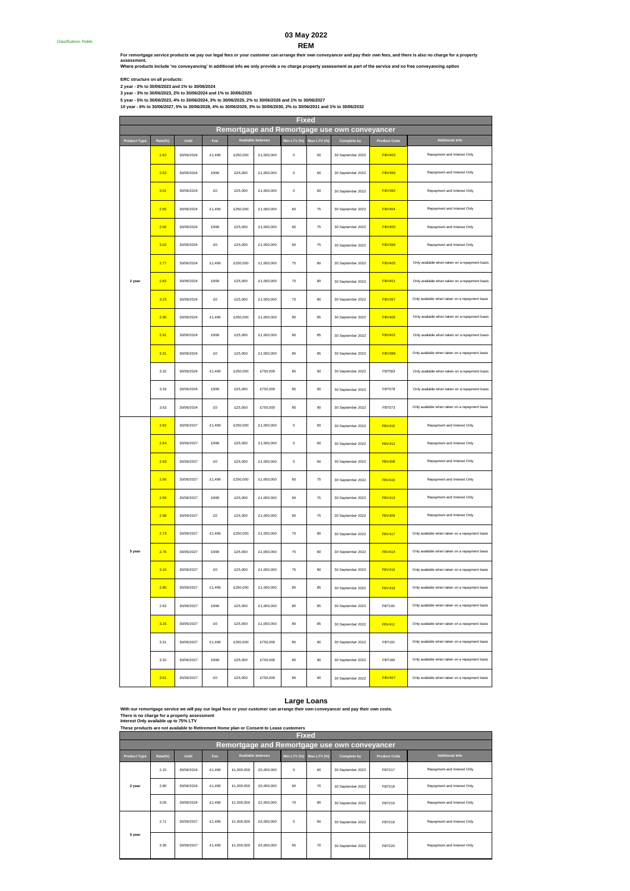Classification: Public

# 03 May 2022

## REM

**For remortgage service products we pay our legal fees or your customer can arrange their own conveyancer and pay their own fees, and there is also no charge for a property assessment.**
**Where products include 'no conveyancing' in additional info we only provide a no charge property assessment as part of the service and no free conveyancing option**

**ERC structure on all products:**
**2 year - 2% to 30/06/2023 and 1% to 30/06/2024**
**3 year - 3% to 30/06/2023, 2% to 30/06/2024 and 1% to 30/06/2025**
**5 year - 5% to 30/06/2023, 4% to 30/06/2024, 3% to 30/06/2025, 2% to 30/06/2026 and 1% to 30/06/2027**
**10 year - 6% to 30/06/2027, 5% to 30/06/2028, 4% to 30/06/2029, 3% to 30/06/2030, 2% to 30/06/2031 and 1% to 30/06/2032**

### Fixed
### Remortgage and Remortgage use own conveyancer

| Product Type | Rate(%) | Until | Fee | Available between | | Min LTV (%) | Max LTV (%) | Complete by | Product Code | Additional Info |
|---|---|---|---|---|---|---|---|---|---|---|
| 2 year | 2.62 | 30/06/2024 | £1,499 | £250,000 | £1,000,000 | 0 | 60 | 30 September 2022 | FBV403 | Repayment and Interest Only |
| | 2.63 | 30/06/2024 | £999 | £25,000 | £1,000,000 | 0 | 60 | 30 September 2022 | FBV399 | Repayment and Interest Only |
| | 3.01 | 30/06/2024 | £0 | £25,000 | £1,000,000 | 0 | 60 | 30 September 2022 | FBV395 | Repayment and Interest Only |
| | 2.65 | 30/06/2024 | £1,499 | £250,000 | £1,000,000 | 60 | 75 | 30 September 2022 | FBV404 | Repayment and Interest Only |
| | 2.66 | 30/06/2024 | £999 | £25,000 | £1,000,000 | 60 | 75 | 30 September 2022 | FBV400 | Repayment and Interest Only |
| | 3.02 | 30/06/2024 | £0 | £25,000 | £1,000,000 | 60 | 75 | 30 September 2022 | FBV396 | Repayment and Interest Only |
| | 2.77 | 30/06/2024 | £1,499 | £250,000 | £1,000,000 | 75 | 80 | 30 September 2022 | FBV405 | Only available when taken on a repayment basis |
| | 2.82 | 30/06/2024 | £999 | £25,000 | £1,000,000 | 75 | 80 | 30 September 2022 | FBV401 | Only available when taken on a repayment basis |
| | 3.23 | 30/06/2024 | £0 | £25,000 | £1,000,000 | 75 | 80 | 30 September 2022 | FBV397 | Only available when taken on a repayment basis |
| | 2.90 | 30/06/2024 | £1,499 | £250,000 | £1,000,000 | 80 | 85 | 30 September 2022 | FBV406 | Only available when taken on a repayment basis |
| | 2.91 | 30/06/2024 | £999 | £25,000 | £1,000,000 | 80 | 85 | 30 September 2022 | FBV402 | Only available when taken on a repayment basis |
| | 3.31 | 30/06/2024 | £0 | £25,000 | £1,000,000 | 80 | 85 | 30 September 2022 | FBV398 | Only available when taken on a repayment basis |
| | 3.32 | 30/06/2024 | £1,499 | £250,000 | £750,000 | 85 | 90 | 30 September 2022 | FBT583 | Only available when taken on a repayment basis |
| | 3.33 | 30/06/2024 | £999 | £25,000 | £750,000 | 85 | 90 | 30 September 2022 | FBT578 | Only available when taken on a repayment basis |
| | 3.63 | 30/06/2024 | £0 | £25,000 | £750,000 | 85 | 90 | 30 September 2022 | FBT573 | Only available when taken on a repayment basis |
| 5 year | 2.62 | 30/06/2027 | £1,499 | £250,000 | £1,000,000 | 0 | 60 | 30 September 2022 | FBV415 | Repayment and Interest Only |
| | 2.64 | 30/06/2027 | £999 | £25,000 | £1,000,000 | 0 | 60 | 30 September 2022 | FBV412 | Repayment and Interest Only |
| | 2.93 | 30/06/2027 | £0 | £25,000 | £1,000,000 | 0 | 60 | 30 September 2022 | FBV408 | Repayment and Interest Only |
| | 2.66 | 30/06/2027 | £1,499 | £250,000 | £1,000,000 | 60 | 75 | 30 September 2022 | FBV416 | Repayment and Interest Only |
| | 2.69 | 30/06/2027 | £999 | £25,000 | £1,000,000 | 60 | 75 | 30 September 2022 | FBV413 | Repayment and Interest Only |
| | 2.98 | 30/06/2027 | £0 | £25,000 | £1,000,000 | 60 | 75 | 30 September 2022 | FBV409 | Repayment and Interest Only |
| | 2.73 | 30/06/2027 | £1,499 | £250,000 | £1,000,000 | 75 | 80 | 30 September 2022 | FBV417 | Only available when taken on a repayment basis |
| | 2.76 | 30/06/2027 | £999 | £25,000 | £1,000,000 | 75 | 80 | 30 September 2022 | FBV414 | Only available when taken on a repayment basis |
| | 3.15 | 30/06/2027 | £0 | £25,000 | £1,000,000 | 75 | 80 | 30 September 2022 | FBV410 | Only available when taken on a repayment basis |
| | 2.80 | 30/06/2027 | £1,499 | £250,000 | £1,000,000 | 80 | 85 | 30 September 2022 | FBV418 | Only available when taken on a repayment basis |
| | 2.82 | 30/06/2027 | £999 | £25,000 | £1,000,000 | 80 | 85 | 30 September 2022 | FBT190 | Only available when taken on a repayment basis |
| | 3.15 | 30/06/2027 | £0 | £25,000 | £1,000,000 | 80 | 85 | 30 September 2022 | FBV411 | Only available when taken on a repayment basis |
| | 3.31 | 30/06/2027 | £1,499 | £250,000 | £750,000 | 85 | 90 | 30 September 2022 | FBT191 | Only available when taken on a repayment basis |
| | 3.32 | 30/06/2027 | £999 | £25,000 | £750,000 | 85 | 90 | 30 September 2022 | FBT186 | Only available when taken on a repayment basis |
| | 3.61 | 30/06/2027 | £0 | £25,000 | £750,000 | 85 | 90 | 30 September 2022 | FBV407 | Only available when taken on a repayment basis |

## Large Loans

**With our remortgage service we will pay our legal fees or your customer can arrange their own conveyancer and pay their own costs.**
**There is no charge for a property assessment**
**Interest Only available up to 75% LTV**
**These products are not available to Retirement Home plan or Consent to Lease customers**

### Fixed
### Remortgage and Remortgage use own conveyancer

| Product Type | Rate(%) | Until | Fee | Available between | | Min LTV (%) | Max LTV (%) | Complete by | Product Code | Additional Info |
|---|---|---|---|---|---|---|---|---|---|---|
| 2 year | 2.15 | 30/06/2024 | £1,499 | £1,000,000 | £5,000,000 | 0 | 60 | 30 September 2022 | FBT217 | Repayment and Interest Only |
| | 2.80 | 30/06/2024 | £1,499 | £1,000,000 | £5,000,000 | 60 | 70 | 30 September 2022 | FBT218 | Repayment and Interest Only |
| | 3.05 | 30/06/2024 | £1,499 | £1,000,000 | £2,000,000 | 70 | 80 | 30 September 2022 | FBT216 | Repayment and Interest Only |
| 5 year | 2.71 | 30/06/2027 | £1,499 | £1,000,000 | £5,000,000 | 0 | 60 | 30 September 2022 | FBT219 | Repayment and Interest Only |
| | 3.36 | 30/06/2027 | £1,499 | £1,000,000 | £5,000,000 | 60 | 70 | 30 September 2022 | FBT220 | Repayment and Interest Only |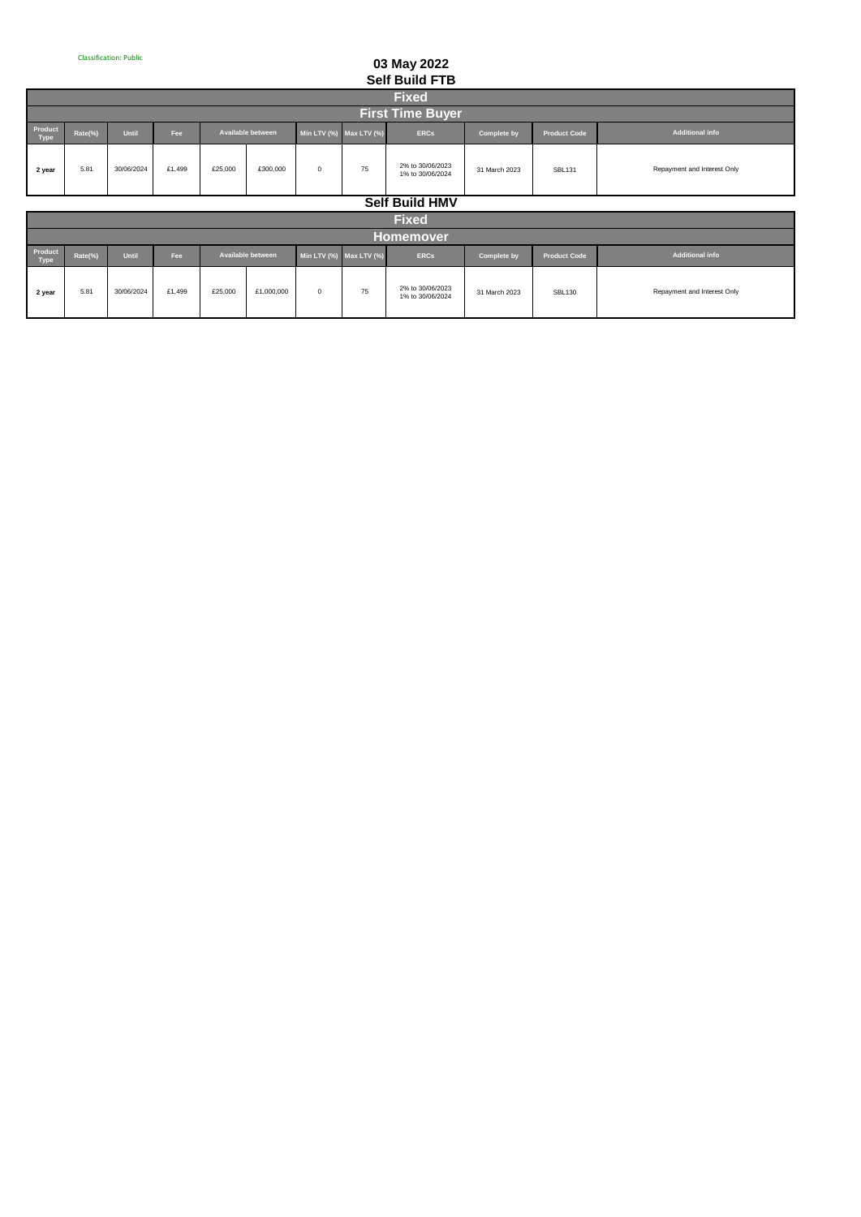Classification: Public

## 03 May 2022

## Self Build FTB

| Fixed | | | | | | | | | | | |
|---|---|---|---|---|---|---|---|---|---|---|---|
| **First Time Buyer** | | | | | | | | | | | |
| Product Type | Rate(%) | Until | Fee | Available between | | Min LTV (%) | Max LTV (%) | ERCs | Complete by | Product Code | Additional info |
| **2 year** | 5.81 | 30/06/2024 | £1,499 | £25,000 | £300,000 | 0 | 75 | 2% to 30/06/2023<br>1% to 30/06/2024 | 31 March 2023 | SBL131 | Repayment and Interest Only |

## Self Build HMV

| Fixed | | | | | | | | | | | |
|---|---|---|---|---|---|---|---|---|---|---|---|
| **Homemover** | | | | | | | | | | | |
| Product Type | Rate(%) | Until | Fee | Available between | | Min LTV (%) | Max LTV (%) | ERCs | Complete by | Product Code | Additional info |
| **2 year** | 5.81 | 30/06/2024 | £1,499 | £25,000 | £1,000,000 | 0 | 75 | 2% to 30/06/2023<br>1% to 30/06/2024 | 31 March 2023 | SBL130 | Repayment and Interest Only |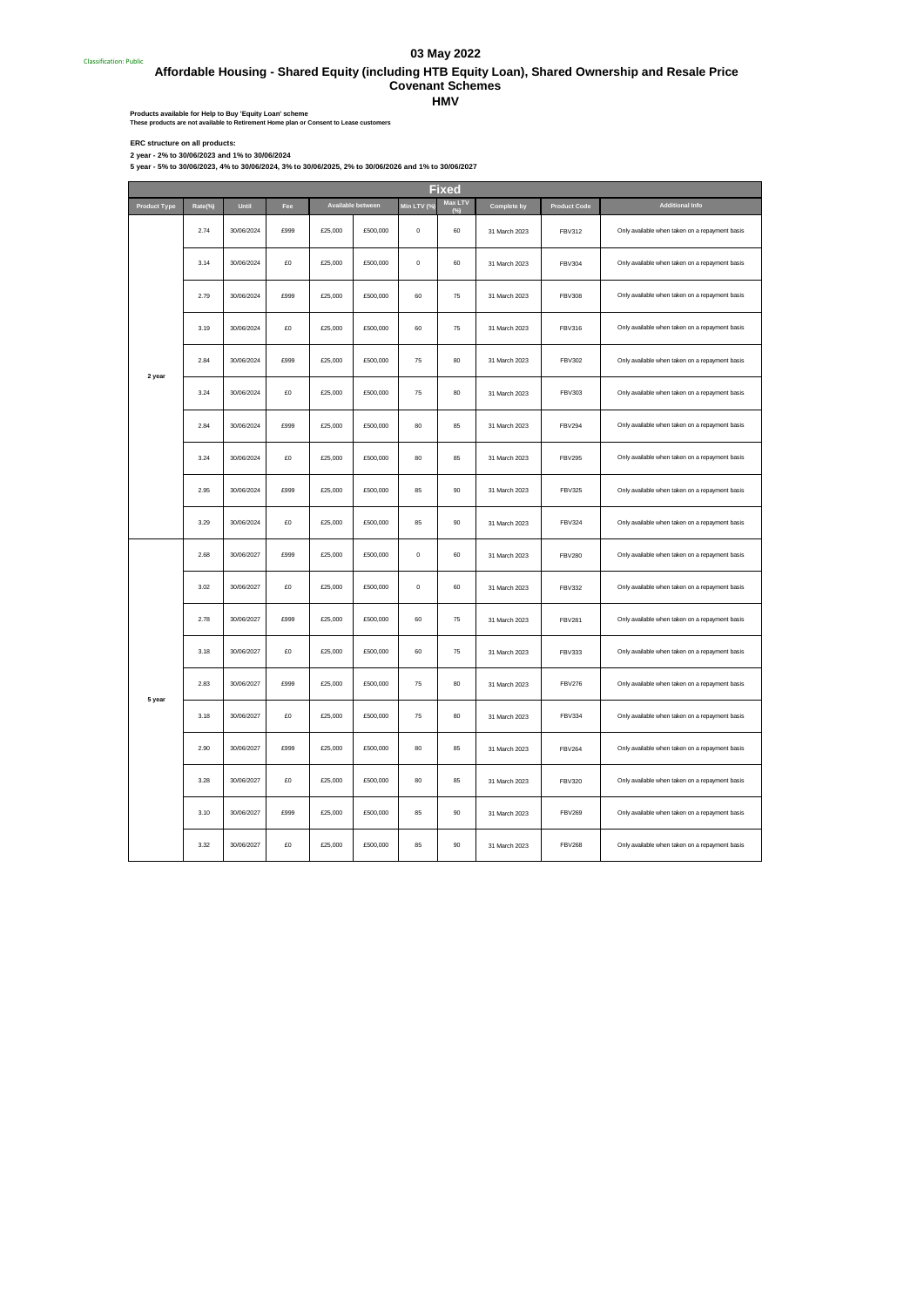Classification: Public

# 03 May 2022

## Affordable Housing - Shared Equity (including HTB Equity Loan), Shared Ownership and Resale Price Covenant Schemes

### HMV

**Products available for Help to Buy 'Equity Loan' scheme**
**These products are not available to Retirement Home plan or Consent to Lease customers**

**ERC structure on all products:**

**2 year - 2% to 30/06/2023 and 1% to 30/06/2024**

**5 year - 5% to 30/06/2023, 4% to 30/06/2024, 3% to 30/06/2025, 2% to 30/06/2026 and 1% to 30/06/2027**

| Fixed | | | | | | | | | | |
|---|---|---|---|---|---|---|---|---|---|---|
| Product Type | Rate(%) | Until | Fee | Available between | | Min LTV (%) | Max LTV (%) | Complete by | Product Code | Additional Info |
| 2 year | 2.74 | 30/06/2024 | £999 | £25,000 | £500,000 | 0 | 60 | 31 March 2023 | FBV312 | Only available when taken on a repayment basis |
| | 3.14 | 30/06/2024 | £0 | £25,000 | £500,000 | 0 | 60 | 31 March 2023 | FBV304 | Only available when taken on a repayment basis |
| | 2.79 | 30/06/2024 | £999 | £25,000 | £500,000 | 60 | 75 | 31 March 2023 | FBV308 | Only available when taken on a repayment basis |
| | 3.19 | 30/06/2024 | £0 | £25,000 | £500,000 | 60 | 75 | 31 March 2023 | FBV316 | Only available when taken on a repayment basis |
| | 2.84 | 30/06/2024 | £999 | £25,000 | £500,000 | 75 | 80 | 31 March 2023 | FBV302 | Only available when taken on a repayment basis |
| | 3.24 | 30/06/2024 | £0 | £25,000 | £500,000 | 75 | 80 | 31 March 2023 | FBV303 | Only available when taken on a repayment basis |
| | 2.84 | 30/06/2024 | £999 | £25,000 | £500,000 | 80 | 85 | 31 March 2023 | FBV294 | Only available when taken on a repayment basis |
| | 3.24 | 30/06/2024 | £0 | £25,000 | £500,000 | 80 | 85 | 31 March 2023 | FBV295 | Only available when taken on a repayment basis |
| | 2.95 | 30/06/2024 | £999 | £25,000 | £500,000 | 85 | 90 | 31 March 2023 | FBV325 | Only available when taken on a repayment basis |
| | 3.29 | 30/06/2024 | £0 | £25,000 | £500,000 | 85 | 90 | 31 March 2023 | FBV324 | Only available when taken on a repayment basis |
| 5 year | 2.68 | 30/06/2027 | £999 | £25,000 | £500,000 | 0 | 60 | 31 March 2023 | FBV280 | Only available when taken on a repayment basis |
| | 3.02 | 30/06/2027 | £0 | £25,000 | £500,000 | 0 | 60 | 31 March 2023 | FBV332 | Only available when taken on a repayment basis |
| | 2.78 | 30/06/2027 | £999 | £25,000 | £500,000 | 60 | 75 | 31 March 2023 | FBV281 | Only available when taken on a repayment basis |
| | 3.18 | 30/06/2027 | £0 | £25,000 | £500,000 | 60 | 75 | 31 March 2023 | FBV333 | Only available when taken on a repayment basis |
| | 2.83 | 30/06/2027 | £999 | £25,000 | £500,000 | 75 | 80 | 31 March 2023 | FBV276 | Only available when taken on a repayment basis |
| | 3.18 | 30/06/2027 | £0 | £25,000 | £500,000 | 75 | 80 | 31 March 2023 | FBV334 | Only available when taken on a repayment basis |
| | 2.90 | 30/06/2027 | £999 | £25,000 | £500,000 | 80 | 85 | 31 March 2023 | FBV264 | Only available when taken on a repayment basis |
| | 3.28 | 30/06/2027 | £0 | £25,000 | £500,000 | 80 | 85 | 31 March 2023 | FBV320 | Only available when taken on a repayment basis |
| | 3.10 | 30/06/2027 | £999 | £25,000 | £500,000 | 85 | 90 | 31 March 2023 | FBV269 | Only available when taken on a repayment basis |
| | 3.32 | 30/06/2027 | £0 | £25,000 | £500,000 | 85 | 90 | 31 March 2023 | FBV268 | Only available when taken on a repayment basis |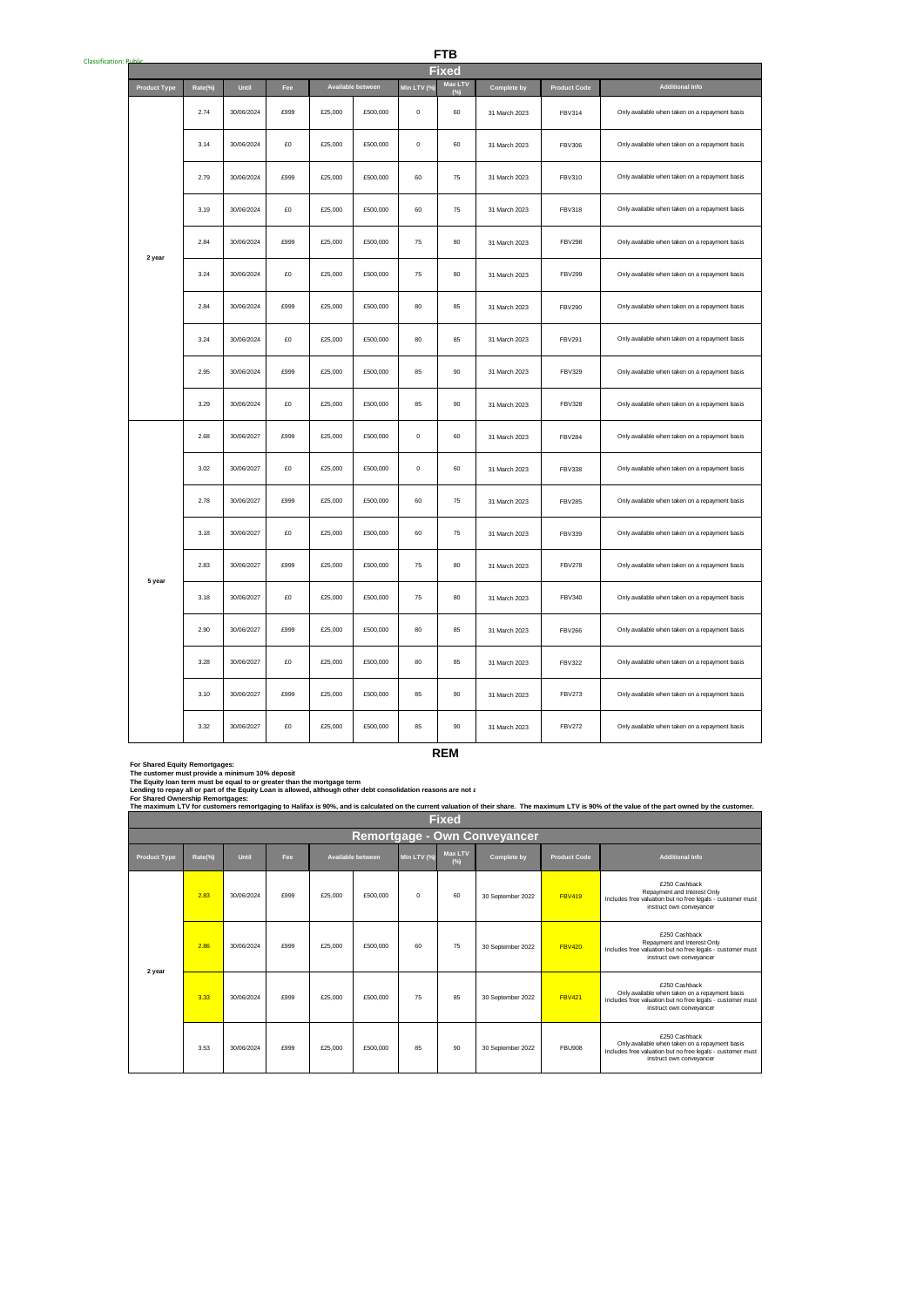Classification: Public

# FTB

## Fixed

| Product Type | Rate(%) | Until | Fee | Available between | | Min LTV (%) | Max LTV (%) | Complete by | Product Code | Additional Info |
|---|---|---|---|---|---|---|---|---|---|---|
| 2 year | 2.74 | 30/06/2024 | £999 | £25,000 | £500,000 | 0 | 60 | 31 March 2023 | FBV314 | Only available when taken on a repayment basis |
| | 3.14 | 30/06/2024 | £0 | £25,000 | £500,000 | 0 | 60 | 31 March 2023 | FBV306 | Only available when taken on a repayment basis |
| | 2.79 | 30/06/2024 | £999 | £25,000 | £500,000 | 60 | 75 | 31 March 2023 | FBV310 | Only available when taken on a repayment basis |
| | 3.19 | 30/06/2024 | £0 | £25,000 | £500,000 | 60 | 75 | 31 March 2023 | FBV318 | Only available when taken on a repayment basis |
| | 2.84 | 30/06/2024 | £999 | £25,000 | £500,000 | 75 | 80 | 31 March 2023 | FBV298 | Only available when taken on a repayment basis |
| | 3.24 | 30/06/2024 | £0 | £25,000 | £500,000 | 75 | 80 | 31 March 2023 | FBV299 | Only available when taken on a repayment basis |
| | 2.84 | 30/06/2024 | £999 | £25,000 | £500,000 | 80 | 85 | 31 March 2023 | FBV290 | Only available when taken on a repayment basis |
| | 3.24 | 30/06/2024 | £0 | £25,000 | £500,000 | 80 | 85 | 31 March 2023 | FBV291 | Only available when taken on a repayment basis |
| | 2.95 | 30/06/2024 | £999 | £25,000 | £500,000 | 85 | 90 | 31 March 2023 | FBV329 | Only available when taken on a repayment basis |
| | 3.29 | 30/06/2024 | £0 | £25,000 | £500,000 | 85 | 90 | 31 March 2023 | FBV328 | Only available when taken on a repayment basis |
| 5 year | 2.68 | 30/06/2027 | £999 | £25,000 | £500,000 | 0 | 60 | 31 March 2023 | FBV284 | Only available when taken on a repayment basis |
| | 3.02 | 30/06/2027 | £0 | £25,000 | £500,000 | 0 | 60 | 31 March 2023 | FBV338 | Only available when taken on a repayment basis |
| | 2.78 | 30/06/2027 | £999 | £25,000 | £500,000 | 60 | 75 | 31 March 2023 | FBV285 | Only available when taken on a repayment basis |
| | 3.18 | 30/06/2027 | £0 | £25,000 | £500,000 | 60 | 75 | 31 March 2023 | FBV339 | Only available when taken on a repayment basis |
| | 2.83 | 30/06/2027 | £999 | £25,000 | £500,000 | 75 | 80 | 31 March 2023 | FBV278 | Only available when taken on a repayment basis |
| | 3.18 | 30/06/2027 | £0 | £25,000 | £500,000 | 75 | 80 | 31 March 2023 | FBV340 | Only available when taken on a repayment basis |
| | 2.90 | 30/06/2027 | £999 | £25,000 | £500,000 | 80 | 85 | 31 March 2023 | FBV266 | Only available when taken on a repayment basis |
| | 3.28 | 30/06/2027 | £0 | £25,000 | £500,000 | 80 | 85 | 31 March 2023 | FBV322 | Only available when taken on a repayment basis |
| | 3.10 | 30/06/2027 | £999 | £25,000 | £500,000 | 85 | 90 | 31 March 2023 | FBV273 | Only available when taken on a repayment basis |
| | 3.32 | 30/06/2027 | £0 | £25,000 | £500,000 | 85 | 90 | 31 March 2023 | FBV272 | Only available when taken on a repayment basis |

# REM

**For Shared Equity Remortgages:**
**The customer must provide a minimum 10% deposit**
**The Equity loan term must be equal to or greater than the mortgage term**
**Lending to repay all or part of the Equity Loan is allowed, although other debt consolidation reasons are not a**
**For Shared Ownership Remortgages:**
**The maximum LTV for customers remortgaging to Halifax is 90%, and is calculated on the current valuation of their share. The maximum LTV is 90% of the value of the part owned by the customer.**

## Fixed

### Remortgage - Own Conveyancer

| Product Type | Rate(%) | Until | Fee | Available between | | Min LTV (%) | Max LTV (%) | Complete by | Product Code | Additional Info |
|---|---|---|---|---|---|---|---|---|---|---|
| 2 year | 2.83 | 30/06/2024 | £999 | £25,000 | £500,000 | 0 | 60 | 30 September 2022 | FBV419 | £250 Cashback<br>Repayment and Interest Only<br>Includes free valuation but no free legals - customer must instruct own conveyancer |
| | 2.86 | 30/06/2024 | £999 | £25,000 | £500,000 | 60 | 75 | 30 September 2022 | FBV420 | £250 Cashback<br>Repayment and Interest Only<br>Includes free valuation but no free legals - customer must instruct own conveyancer |
| | 3.33 | 30/06/2024 | £999 | £25,000 | £500,000 | 75 | 85 | 30 September 2022 | FBV421 | £250 Cashback<br>Only available when taken on a repayment basis<br>Includes free valuation but no free legals - customer must instruct own conveyancer |
| | 3.53 | 30/06/2024 | £999 | £25,000 | £500,000 | 85 | 90 | 30 September 2022 | FBU908 | £250 Cashback<br>Only available when taken on a repayment basis<br>Includes free valuation but no free legals - customer must instruct own conveyancer |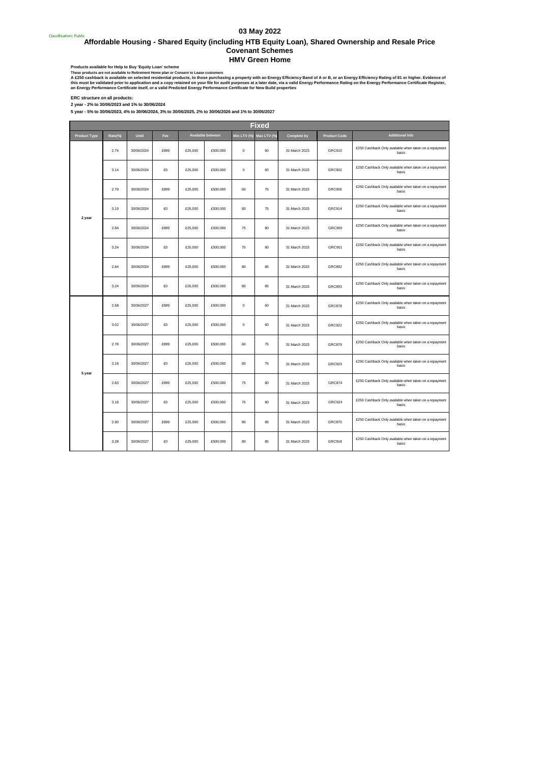Classification: Public

# 03 May 2022

## Affordable Housing - Shared Equity (including HTB Equity Loan), Shared Ownership and Resale Price Covenant Schemes

### HMV Green Home

**Products available for Help to Buy 'Equity Loan' scheme**

**These products are not available to Retirement Home plan or Consent to Lease customers**

**A £250 cashback is available on selected residential products, to those purchasing a property with an Energy Efficiency Band of A or B, or an Energy Efficiency Rating of 81 or higher. Evidence of this must be validated prior to application and a copy retained on your file for audit purposes at a later date, via a valid Energy Performance Rating on the Energy Performance Certificate Register, an Energy Performance Certificate itself, or a valid Predicted Energy Performance Certificate for New Build properties**

**ERC structure on all products:**

**2 year - 2% to 30/06/2023 and 1% to 30/06/2024**

**5 year - 5% to 30/06/2023, 4% to 30/06/2024, 3% to 30/06/2025, 2% to 30/06/2026 and 1% to 30/06/2027**

| Fixed | | | | | | | | | | |
|---|---|---|---|---|---|---|---|---|---|---|
| Product Type | Rate(%) | Until | Fee | Available between | | Min LTV (%) | Max LTV (%) | Complete by | Product Code | Additional Info |
| 2 year | 2.74 | 30/06/2024 | £999 | £25,000 | £500,000 | 0 | 60 | 31 March 2023 | GRC910 | £250 Cashback Only available when taken on a repayment basis |
| | 3.14 | 30/06/2024 | £0 | £25,000 | £500,000 | 0 | 60 | 31 March 2023 | GRC902 | £250 Cashback Only available when taken on a repayment basis |
| | 2.79 | 30/06/2024 | £999 | £25,000 | £500,000 | 60 | 75 | 31 March 2023 | GRC906 | £250 Cashback Only available when taken on a repayment basis |
| | 3.19 | 30/06/2024 | £0 | £25,000 | £500,000 | 60 | 75 | 31 March 2023 | GRC914 | £250 Cashback Only available when taken on a repayment basis |
| | 2.84 | 30/06/2024 | £999 | £25,000 | £500,000 | 75 | 80 | 31 March 2023 | GRC900 | £250 Cashback Only available when taken on a repayment basis |
| | 3.24 | 30/06/2024 | £0 | £25,000 | £500,000 | 75 | 80 | 31 March 2023 | GRC901 | £250 Cashback Only available when taken on a repayment basis |
| | 2.84 | 30/06/2024 | £999 | £25,000 | £500,000 | 80 | 85 | 31 March 2023 | GRC892 | £250 Cashback Only available when taken on a repayment basis |
| | 3.24 | 30/06/2024 | £0 | £25,000 | £500,000 | 80 | 85 | 31 March 2023 | GRC893 | £250 Cashback Only available when taken on a repayment basis |
| 5 year | 2.68 | 30/06/2027 | £999 | £25,000 | £500,000 | 0 | 60 | 31 March 2023 | GRC878 | £250 Cashback Only available when taken on a repayment basis |
| | 3.02 | 30/06/2027 | £0 | £25,000 | £500,000 | 0 | 60 | 31 March 2023 | GRC922 | £250 Cashback Only available when taken on a repayment basis |
| | 2.78 | 30/06/2027 | £999 | £25,000 | £500,000 | 60 | 75 | 31 March 2023 | GRC879 | £250 Cashback Only available when taken on a repayment basis |
| | 3.18 | 30/06/2027 | £0 | £25,000 | £500,000 | 60 | 75 | 31 March 2023 | GRC923 | £250 Cashback Only available when taken on a repayment basis |
| | 2.83 | 30/06/2027 | £999 | £25,000 | £500,000 | 75 | 80 | 31 March 2023 | GRC874 | £250 Cashback Only available when taken on a repayment basis |
| | 3.18 | 30/06/2027 | £0 | £25,000 | £500,000 | 75 | 80 | 31 March 2023 | GRC924 | £250 Cashback Only available when taken on a repayment basis |
| | 2.90 | 30/06/2027 | £999 | £25,000 | £500,000 | 80 | 85 | 31 March 2023 | GRC870 | £250 Cashback Only available when taken on a repayment basis |
| | 3.28 | 30/06/2027 | £0 | £25,000 | £500,000 | 80 | 85 | 31 March 2023 | GRC918 | £250 Cashback Only available when taken on a repayment basis |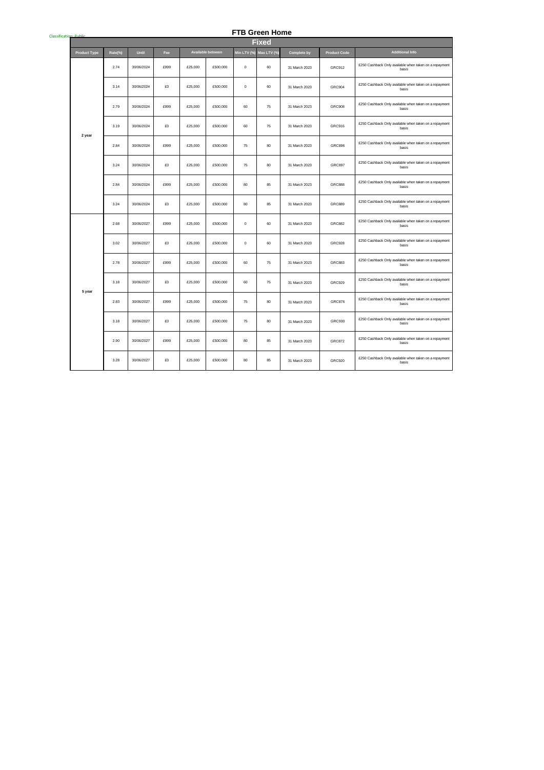Classification: Public

# FTB Green Home

## Fixed

| Product Type | Rate(%) | Until | Fee | Available between | | Min LTV (%) | Max LTV (%) | Complete by | Product Code | Additional Info |
|---|---|---|---|---|---|---|---|---|---|---|
| 2 year | 2.74 | 30/06/2024 | £999 | £25,000 | £500,000 | 0 | 60 | 31 March 2023 | GRC912 | £250 Cashback Only available when taken on a repayment basis |
| | 3.14 | 30/06/2024 | £0 | £25,000 | £500,000 | 0 | 60 | 31 March 2023 | GRC904 | £250 Cashback Only available when taken on a repayment basis |
| | 2.79 | 30/06/2024 | £999 | £25,000 | £500,000 | 60 | 75 | 31 March 2023 | GRC908 | £250 Cashback Only available when taken on a repayment basis |
| | 3.19 | 30/06/2024 | £0 | £25,000 | £500,000 | 60 | 75 | 31 March 2023 | GRC916 | £250 Cashback Only available when taken on a repayment basis |
| | 2.84 | 30/06/2024 | £999 | £25,000 | £500,000 | 75 | 80 | 31 March 2023 | GRC896 | £250 Cashback Only available when taken on a repayment basis |
| | 3.24 | 30/06/2024 | £0 | £25,000 | £500,000 | 75 | 80 | 31 March 2023 | GRC897 | £250 Cashback Only available when taken on a repayment basis |
| | 2.84 | 30/06/2024 | £999 | £25,000 | £500,000 | 80 | 85 | 31 March 2023 | GRC888 | £250 Cashback Only available when taken on a repayment basis |
| | 3.24 | 30/06/2024 | £0 | £25,000 | £500,000 | 80 | 85 | 31 March 2023 | GRC889 | £250 Cashback Only available when taken on a repayment basis |
| 5 year | 2.68 | 30/06/2027 | £999 | £25,000 | £500,000 | 0 | 60 | 31 March 2023 | GRC882 | £250 Cashback Only available when taken on a repayment basis |
| | 3.02 | 30/06/2027 | £0 | £25,000 | £500,000 | 0 | 60 | 31 March 2023 | GRC928 | £250 Cashback Only available when taken on a repayment basis |
| | 2.78 | 30/06/2027 | £999 | £25,000 | £500,000 | 60 | 75 | 31 March 2023 | GRC883 | £250 Cashback Only available when taken on a repayment basis |
| | 3.18 | 30/06/2027 | £0 | £25,000 | £500,000 | 60 | 75 | 31 March 2023 | GRC929 | £250 Cashback Only available when taken on a repayment basis |
| | 2.83 | 30/06/2027 | £999 | £25,000 | £500,000 | 75 | 80 | 31 March 2023 | GRC876 | £250 Cashback Only available when taken on a repayment basis |
| | 3.18 | 30/06/2027 | £0 | £25,000 | £500,000 | 75 | 80 | 31 March 2023 | GRC930 | £250 Cashback Only available when taken on a repayment basis |
| | 2.90 | 30/06/2027 | £999 | £25,000 | £500,000 | 80 | 85 | 31 March 2023 | GRC872 | £250 Cashback Only available when taken on a repayment basis |
| | 3.28 | 30/06/2027 | £0 | £25,000 | £500,000 | 80 | 85 | 31 March 2023 | GRC920 | £250 Cashback Only available when taken on a repayment basis |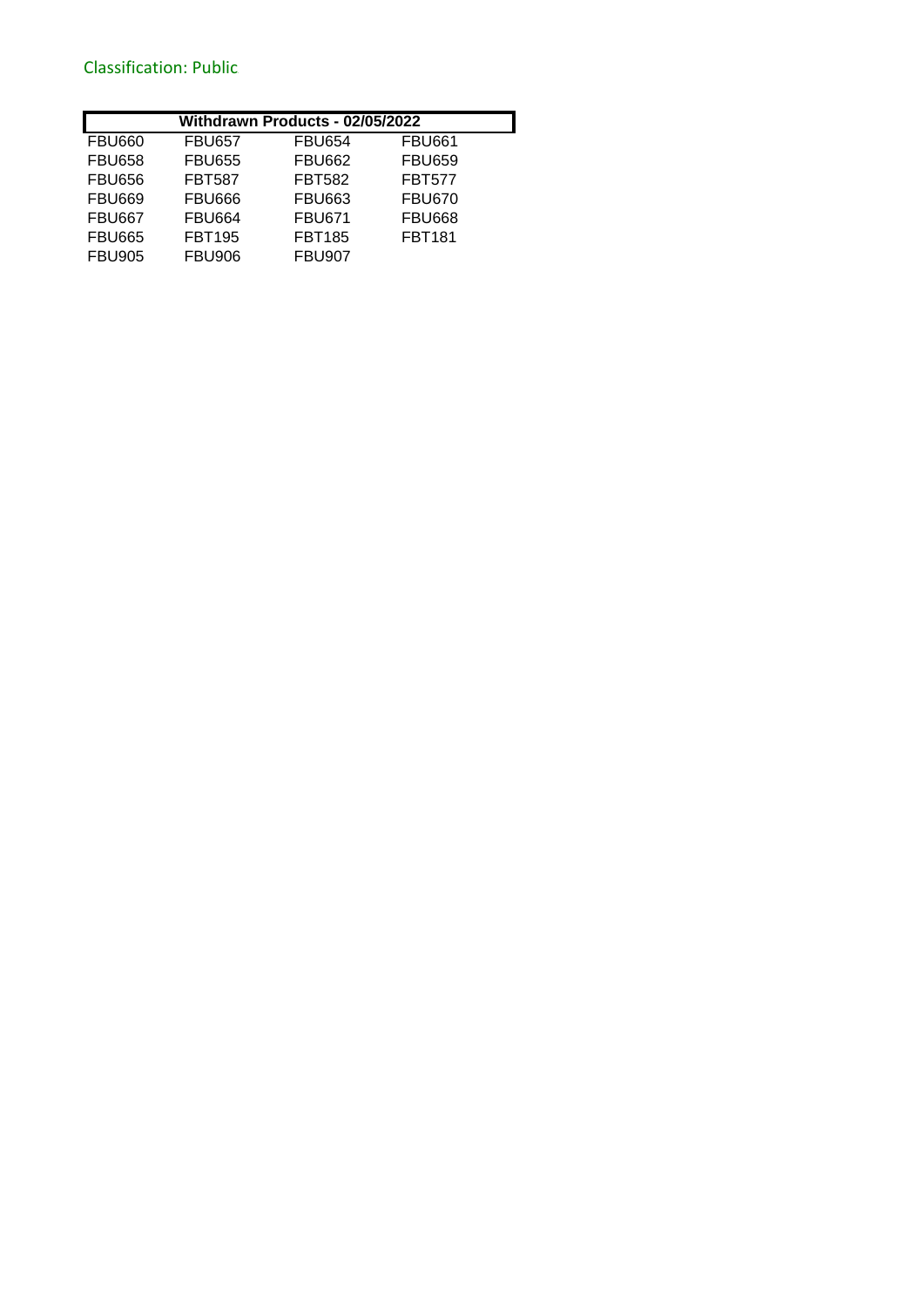Classification: Public

| Withdrawn Products - 02/05/2022 | | | |
|---|---|---|---|
| FBU660 | FBU657 | FBU654 | FBU661 |
| FBU658 | FBU655 | FBU662 | FBU659 |
| FBU656 | FBT587 | FBT582 | FBT577 |
| FBU669 | FBU666 | FBU663 | FBU670 |
| FBU667 | FBU664 | FBU671 | FBU668 |
| FBU665 | FBT195 | FBT185 | FBT181 |
| FBU905 | FBU906 | FBU907 | |